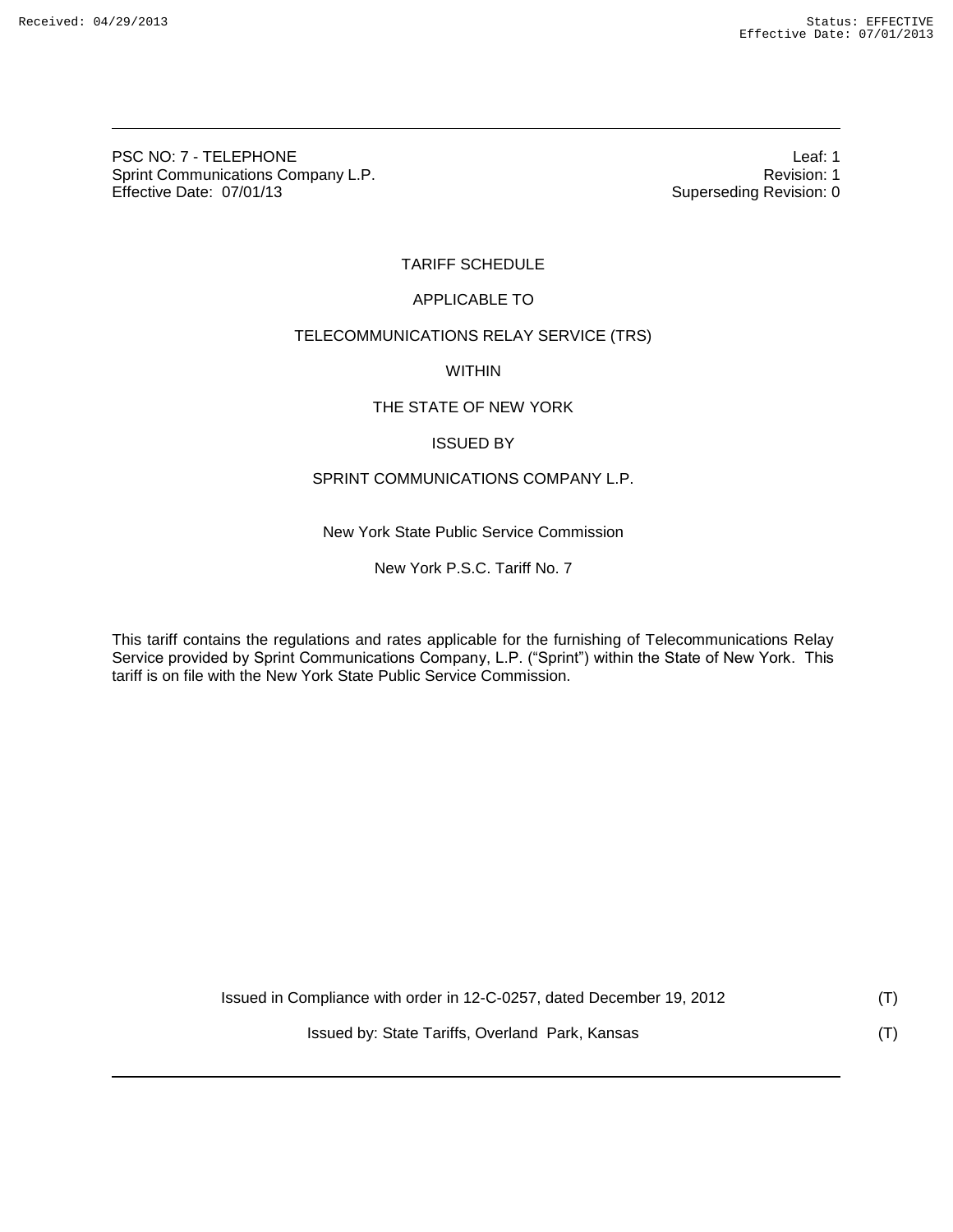PSC NO: 7 - TELEPHONE
Sprint Communications Company L.P.
Effective Date: 07/01/13

Leaf: 1
Revision: 1
Superseding Revision: 0

TARIFF SCHEDULE

APPLICABLE TO

TELECOMMUNICATIONS RELAY SERVICE (TRS)

WITHIN

THE STATE OF NEW YORK

ISSUED BY

SPRINT COMMUNICATIONS COMPANY L.P.

New York State Public Service Commission

New York P.S.C. Tariff No. 7

This tariff contains the regulations and rates applicable for the furnishing of Telecommunications Relay Service provided by Sprint Communications Company, L.P. ("Sprint") within the State of New York. This tariff is on file with the New York State Public Service Commission.

Issued in Compliance with order in 12-C-0257, dated December 19, 2012 (T)

Issued by: State Tariffs, Overland Park, Kansas (T)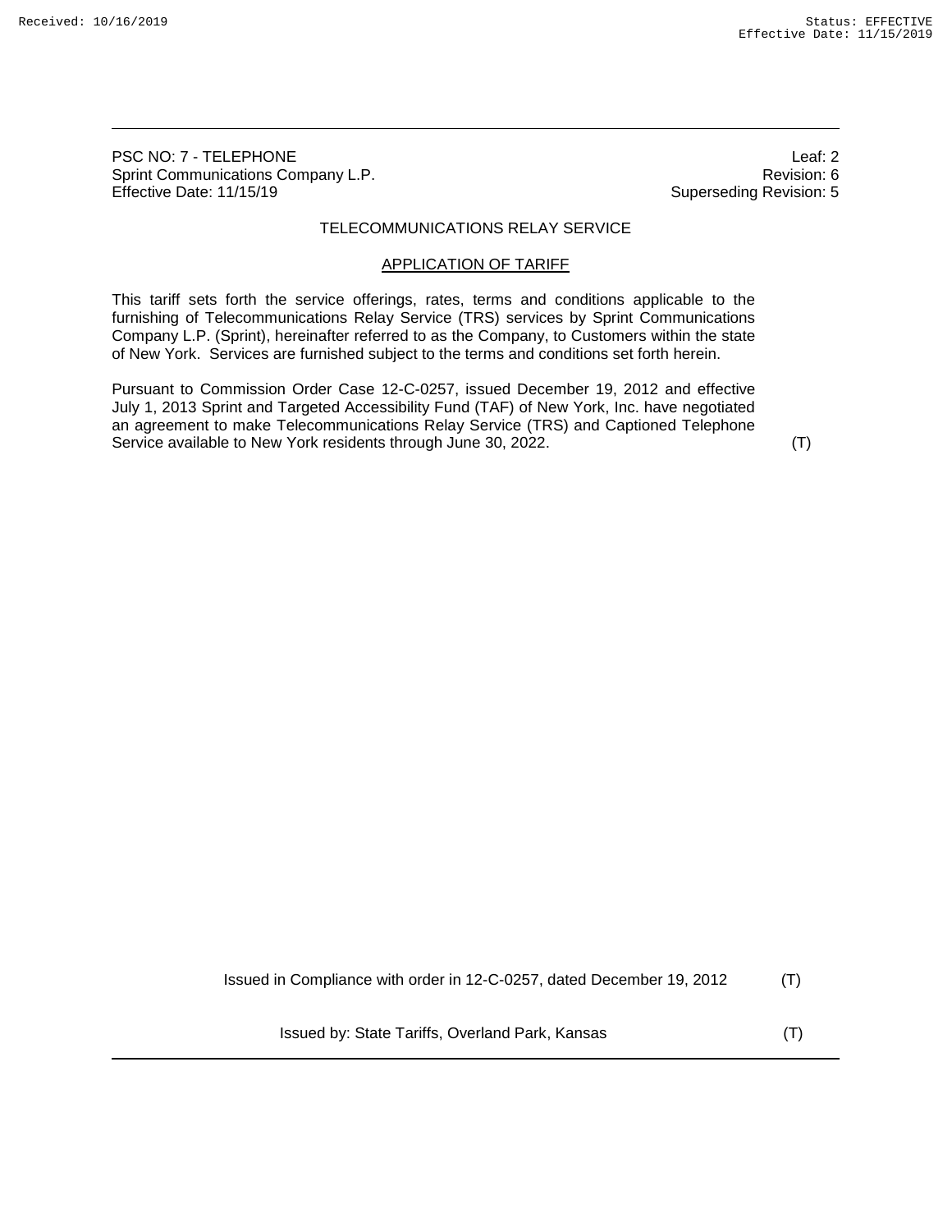PSC NO: 7 - TELEPHONE　　Leaf: 2
Sprint Communications Company L.P.　　Revision: 6
Effective Date: 11/15/19　　Superseding Revision: 5

## TELECOMMUNICATIONS RELAY SERVICE

### APPLICATION OF TARIFF

This tariff sets forth the service offerings, rates, terms and conditions applicable to the furnishing of Telecommunications Relay Service (TRS) services by Sprint Communications Company L.P. (Sprint), hereinafter referred to as the Company, to Customers within the state of New York. Services are furnished subject to the terms and conditions set forth herein.

Pursuant to Commission Order Case 12-C-0257, issued December 19, 2012 and effective July 1, 2013 Sprint and Targeted Accessibility Fund (TAF) of New York, Inc. have negotiated an agreement to make Telecommunications Relay Service (TRS) and Captioned Telephone Service available to New York residents through June 30, 2022. (T)

Issued in Compliance with order in 12-C-0257, dated December 19, 2012 (T)

Issued by: State Tariffs, Overland Park, Kansas (T)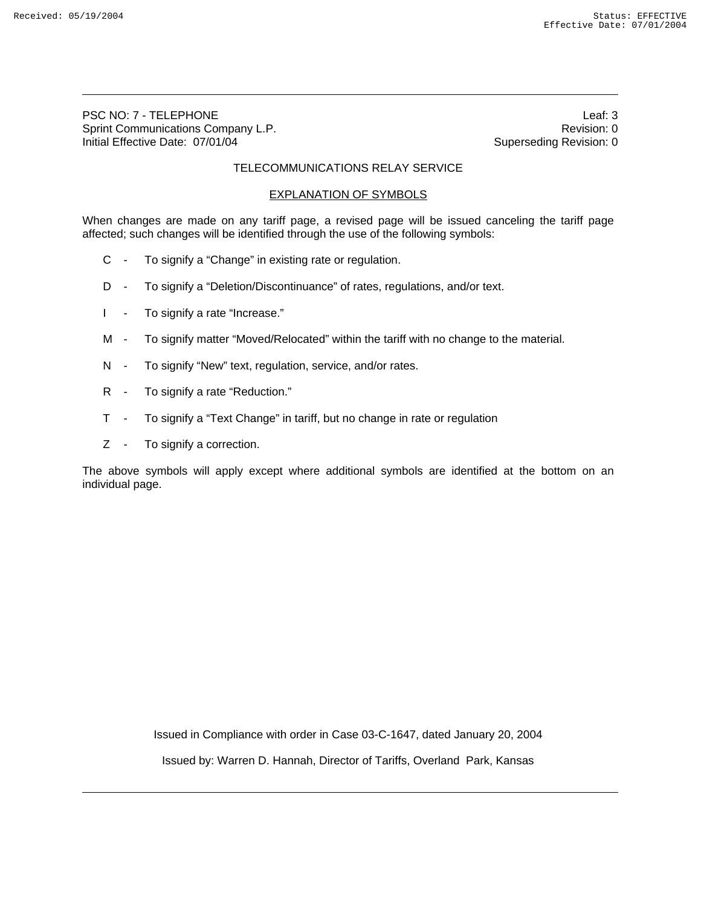PSC NO: 7 - TELEPHONE
Sprint Communications Company L.P.
Initial Effective Date: 07/01/04

Leaf: 3
Revision: 0
Superseding Revision: 0

## TELECOMMUNICATIONS RELAY SERVICE

### EXPLANATION OF SYMBOLS

When changes are made on any tariff page, a revised page will be issued canceling the tariff page affected; such changes will be identified through the use of the following symbols:

- C - To signify a “Change” in existing rate or regulation.
- D - To signify a “Deletion/Discontinuance” of rates, regulations, and/or text.
- I - To signify a rate “Increase.”
- M - To signify matter “Moved/Relocated” within the tariff with no change to the material.
- N - To signify “New” text, regulation, service, and/or rates.
- R - To signify a rate “Reduction.”
- T - To signify a “Text Change” in tariff, but no change in rate or regulation
- Z - To signify a correction.

The above symbols will apply except where additional symbols are identified at the bottom on an individual page.

Issued in Compliance with order in Case 03-C-1647, dated January 20, 2004

Issued by: Warren D. Hannah, Director of Tariffs, Overland Park, Kansas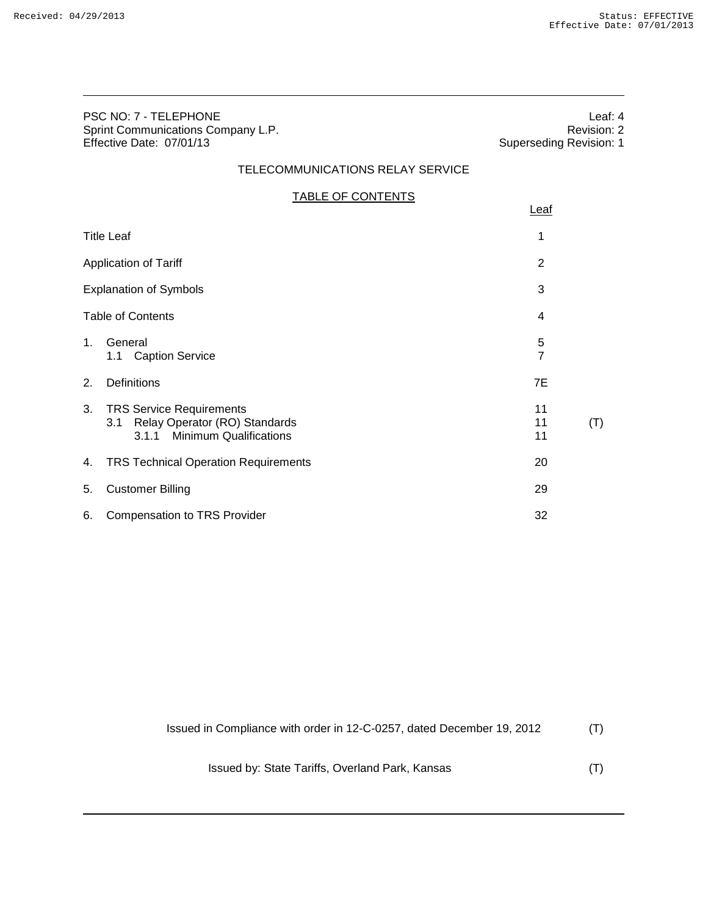PSC NO: 7 - TELEPHONE | Leaf: 4
Sprint Communications Company L.P. | Revision: 2
Effective Date: 07/01/13 | Superseding Revision: 1

## TELECOMMUNICATIONS RELAY SERVICE

### TABLE OF CONTENTS

| | Leaf | |
|---|---|---|
| Title Leaf | 1 | |
| Application of Tariff | 2 | |
| Explanation of Symbols | 3 | |
| Table of Contents | 4 | |
| 1. General | 5 | |
| 1.1 Caption Service | 7 | |
| 2. Definitions | 7E | |
| 3. TRS Service Requirements | 11 | |
| 3.1 Relay Operator (RO) Standards | 11 | (T) |
| 3.1.1 Minimum Qualifications | 11 | |
| 4. TRS Technical Operation Requirements | 20 | |
| 5. Customer Billing | 29 | |
| 6. Compensation to TRS Provider | 32 | |

Issued in Compliance with order in 12-C-0257, dated December 19, 2012 (T)

Issued by: State Tariffs, Overland Park, Kansas (T)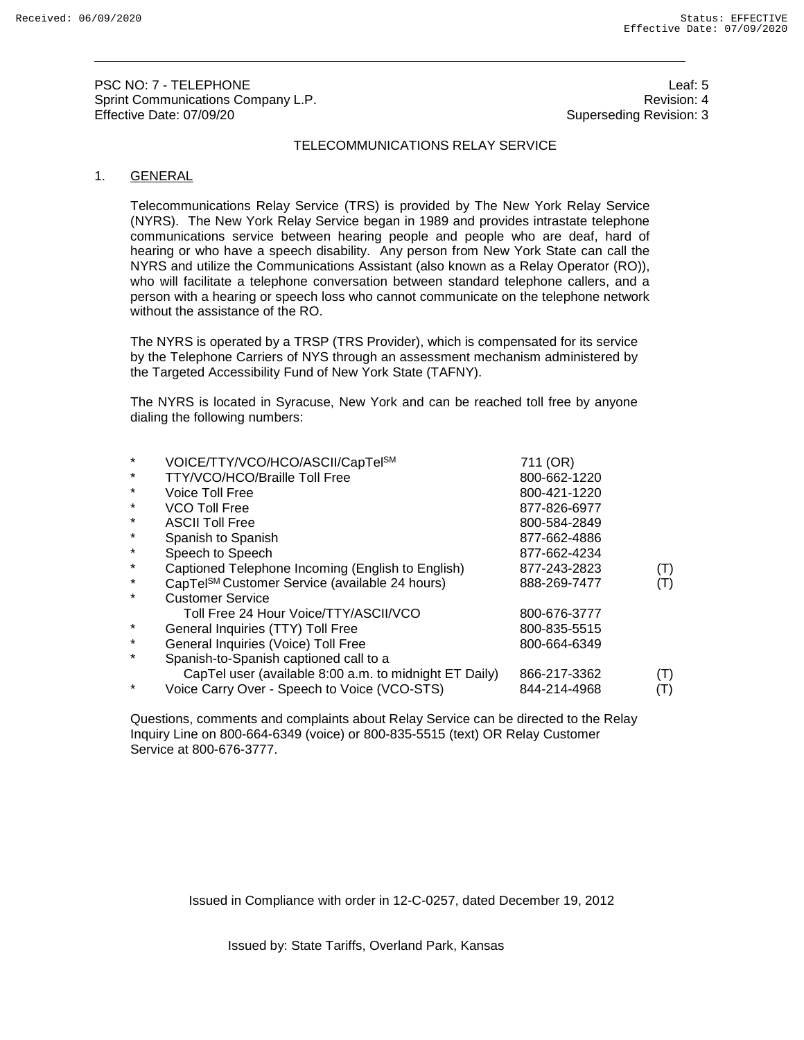PSC NO: 7 - TELEPHONE
Sprint Communications Company L.P.
Effective Date: 07/09/20

Leaf: 5
Revision: 4
Superseding Revision: 3

## TELECOMMUNICATIONS RELAY SERVICE

### 1. GENERAL

Telecommunications Relay Service (TRS) is provided by The New York Relay Service (NYRS). The New York Relay Service began in 1989 and provides intrastate telephone communications service between hearing people and people who are deaf, hard of hearing or who have a speech disability. Any person from New York State can call the NYRS and utilize the Communications Assistant (also known as a Relay Operator (RO)), who will facilitate a telephone conversation between standard telephone callers, and a person with a hearing or speech loss who cannot communicate on the telephone network without the assistance of the RO.

The NYRS is operated by a TRSP (TRS Provider), which is compensated for its service by the Telephone Carriers of NYS through an assessment mechanism administered by the Targeted Accessibility Fund of New York State (TAFNY).

The NYRS is located in Syracuse, New York and can be reached toll free by anyone dialing the following numbers:

| | | | |
|---|---|---|---|
| * | VOICE/TTY/VCO/HCO/ASCII/CapTel[SM] | 711 (OR) | |
| * | TTY/VCO/HCO/Braille Toll Free | 800-662-1220 | |
| * | Voice Toll Free | 800-421-1220 | |
| * | VCO Toll Free | 877-826-6977 | |
| * | ASCII Toll Free | 800-584-2849 | |
| * | Spanish to Spanish | 877-662-4886 | |
| * | Speech to Speech | 877-662-4234 | |
| * | Captioned Telephone Incoming (English to English) | 877-243-2823 | (T) |
| * | CapTel[SM] Customer Service (available 24 hours) | 888-269-7477 | (T) |
| * | Customer Service<br>Toll Free 24 Hour Voice/TTY/ASCII/VCO | 800-676-3777 | |
| * | General Inquiries (TTY) Toll Free | 800-835-5515 | |
| * | General Inquiries (Voice) Toll Free | 800-664-6349 | |
| * | Spanish-to-Spanish captioned call to a<br>CapTel user (available 8:00 a.m. to midnight ET Daily) | 866-217-3362 | (T) |
| * | Voice Carry Over - Speech to Voice (VCO-STS) | 844-214-4968 | (T) |

Questions, comments and complaints about Relay Service can be directed to the Relay Inquiry Line on 800-664-6349 (voice) or 800-835-5515 (text) OR Relay Customer Service at 800-676-3777.

Issued in Compliance with order in 12-C-0257, dated December 19, 2012

Issued by: State Tariffs, Overland Park, Kansas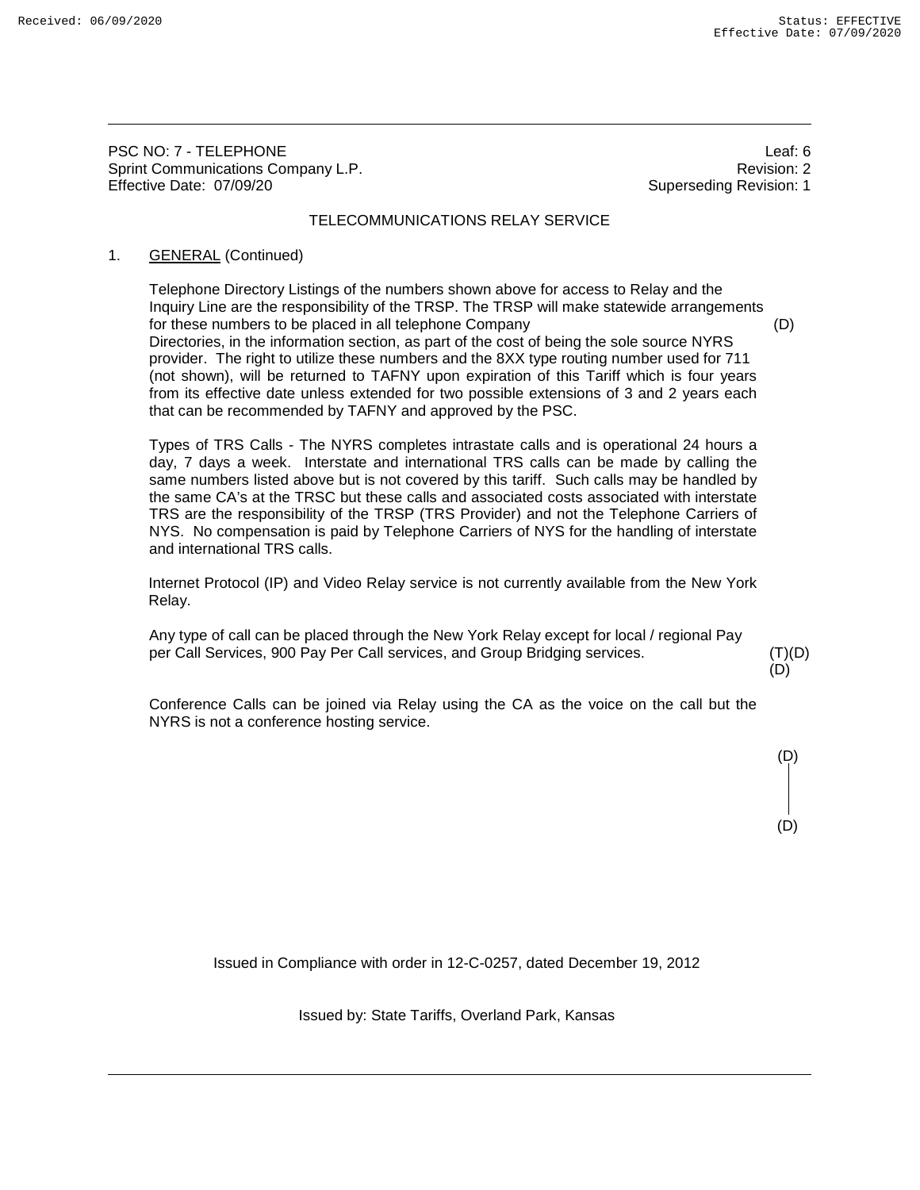PSC NO: 7 - TELEPHONE Leaf: 6
Sprint Communications Company L.P. Revision: 2
Effective Date: 07/09/20 Superseding Revision: 1

TELECOMMUNICATIONS RELAY SERVICE

1. GENERAL (Continued)

Telephone Directory Listings of the numbers shown above for access to Relay and the Inquiry Line are the responsibility of the TRSP. The TRSP will make statewide arrangements for these numbers to be placed in all telephone Company (D) Directories, in the information section, as part of the cost of being the sole source NYRS provider. The right to utilize these numbers and the 8XX type routing number used for 711 (not shown), will be returned to TAFNY upon expiration of this Tariff which is four years from its effective date unless extended for two possible extensions of 3 and 2 years each that can be recommended by TAFNY and approved by the PSC.

Types of TRS Calls - The NYRS completes intrastate calls and is operational 24 hours a day, 7 days a week. Interstate and international TRS calls can be made by calling the same numbers listed above but is not covered by this tariff. Such calls may be handled by the same CA's at the TRSC but these calls and associated costs associated with interstate TRS are the responsibility of the TRSP (TRS Provider) and not the Telephone Carriers of NYS. No compensation is paid by Telephone Carriers of NYS for the handling of interstate and international TRS calls.

Internet Protocol (IP) and Video Relay service is not currently available from the New York Relay.

Any type of call can be placed through the New York Relay except for local / regional Pay per Call Services, 900 Pay Per Call services, and Group Bridging services. (T)(D) (D)

Conference Calls can be joined via Relay using the CA as the voice on the call but the NYRS is not a conference hosting service.

(D)

(D)

Issued in Compliance with order in 12-C-0257, dated December 19, 2012

Issued by: State Tariffs, Overland Park, Kansas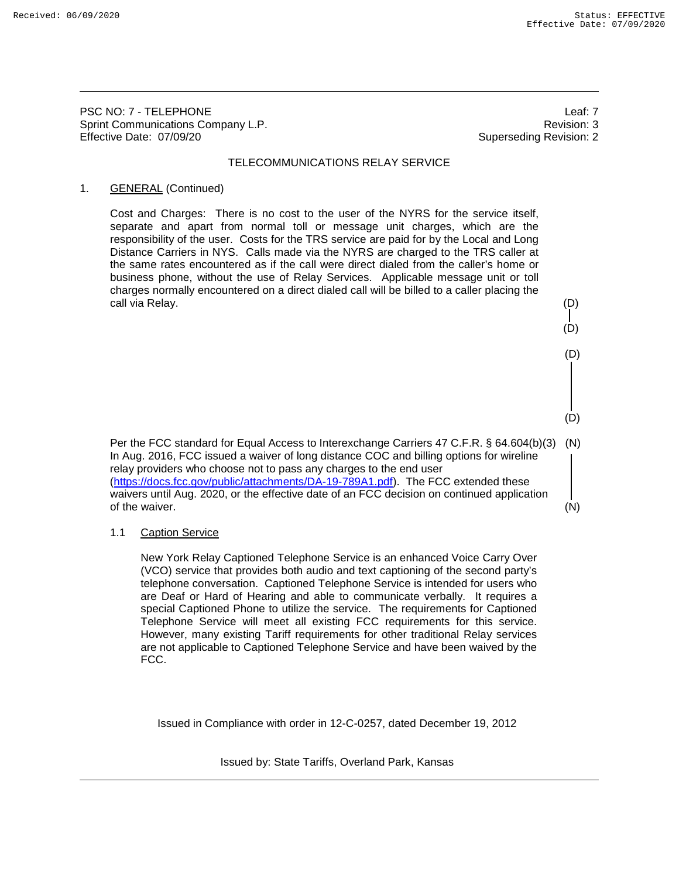PSC NO: 7 - TELEPHONE — Leaf: 7
Sprint Communications Company L.P. — Revision: 3
Effective Date: 07/09/20 — Superseding Revision: 2

TELECOMMUNICATIONS RELAY SERVICE

1. GENERAL (Continued)

Cost and Charges: There is no cost to the user of the NYRS for the service itself, separate and apart from normal toll or message unit charges, which are the responsibility of the user. Costs for the TRS service are paid for by the Local and Long Distance Carriers in NYS. Calls made via the NYRS are charged to the TRS caller at the same rates encountered as if the call were direct dialed from the caller's home or business phone, without the use of Relay Services. Applicable message unit or toll charges normally encountered on a direct dialed call will be billed to a caller placing the call via Relay. (D)

(D)

(D)

(D)

Per the FCC standard for Equal Access to Interexchange Carriers 47 C.F.R. § 64.604(b)(3) In Aug. 2016, FCC issued a waiver of long distance COC and billing options for wireline relay providers who choose not to pass any charges to the end user (https://docs.fcc.gov/public/attachments/DA-19-789A1.pdf). The FCC extended these waivers until Aug. 2020, or the effective date of an FCC decision on continued application of the waiver. (N)

(N)

1.1 Caption Service

New York Relay Captioned Telephone Service is an enhanced Voice Carry Over (VCO) service that provides both audio and text captioning of the second party's telephone conversation. Captioned Telephone Service is intended for users who are Deaf or Hard of Hearing and able to communicate verbally. It requires a special Captioned Phone to utilize the service. The requirements for Captioned Telephone Service will meet all existing FCC requirements for this service. However, many existing Tariff requirements for other traditional Relay services are not applicable to Captioned Telephone Service and have been waived by the FCC.

Issued in Compliance with order in 12-C-0257, dated December 19, 2012

Issued by: State Tariffs, Overland Park, Kansas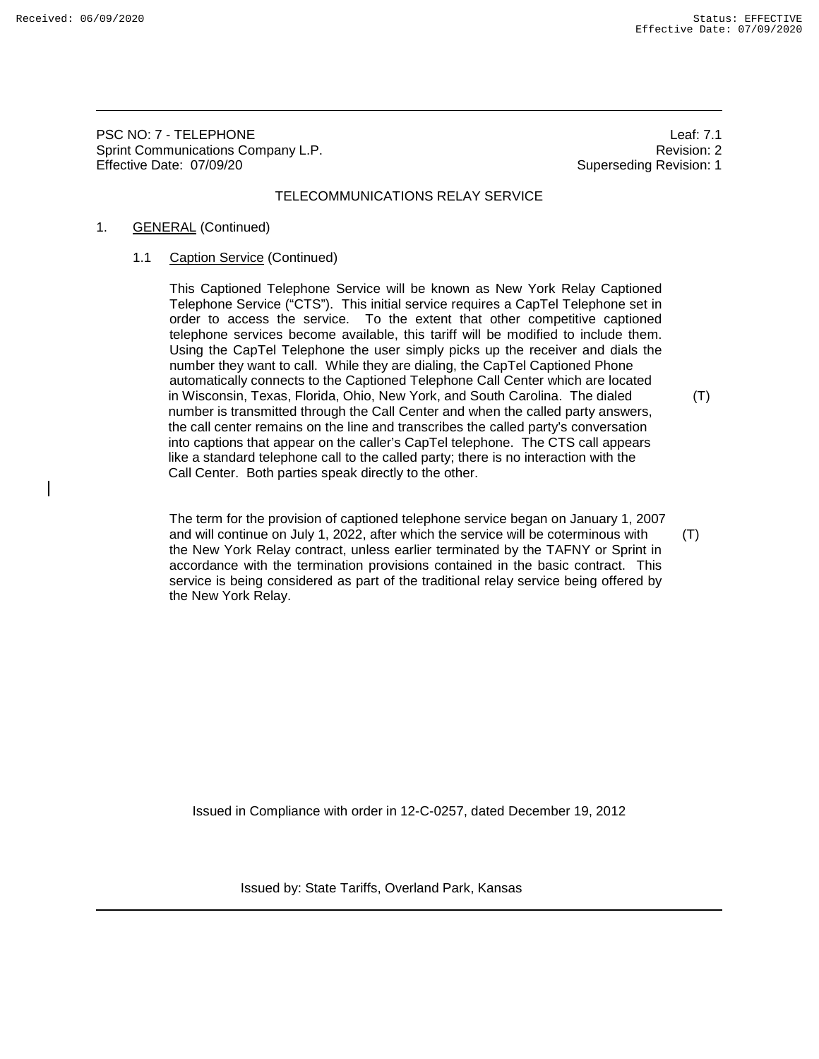PSC NO: 7 - TELEPHONE Leaf: 7.1
Sprint Communications Company L.P. Revision: 2
Effective Date: 07/09/20 Superseding Revision: 1

## TELECOMMUNICATIONS RELAY SERVICE

1. GENERAL (Continued)

   1.1 Caption Service (Continued)

This Captioned Telephone Service will be known as New York Relay Captioned Telephone Service ("CTS"). This initial service requires a CapTel Telephone set in order to access the service. To the extent that other competitive captioned telephone services become available, this tariff will be modified to include them. Using the CapTel Telephone the user simply picks up the receiver and dials the number they want to call. While they are dialing, the CapTel Captioned Phone automatically connects to the Captioned Telephone Call Center which are located in Wisconsin, Texas, Florida, Ohio, New York, and South Carolina. The dialed number is transmitted through the Call Center and when the called party answers, the call center remains on the line and transcribes the called party's conversation into captions that appear on the caller's CapTel telephone. The CTS call appears like a standard telephone call to the called party; there is no interaction with the Call Center. Both parties speak directly to the other. (T)

The term for the provision of captioned telephone service began on January 1, 2007 and will continue on July 1, 2022, after which the service will be coterminous with the New York Relay contract, unless earlier terminated by the TAFNY or Sprint in accordance with the termination provisions contained in the basic contract. This service is being considered as part of the traditional relay service being offered by the New York Relay. (T)

Issued in Compliance with order in 12-C-0257, dated December 19, 2012

Issued by: State Tariffs, Overland Park, Kansas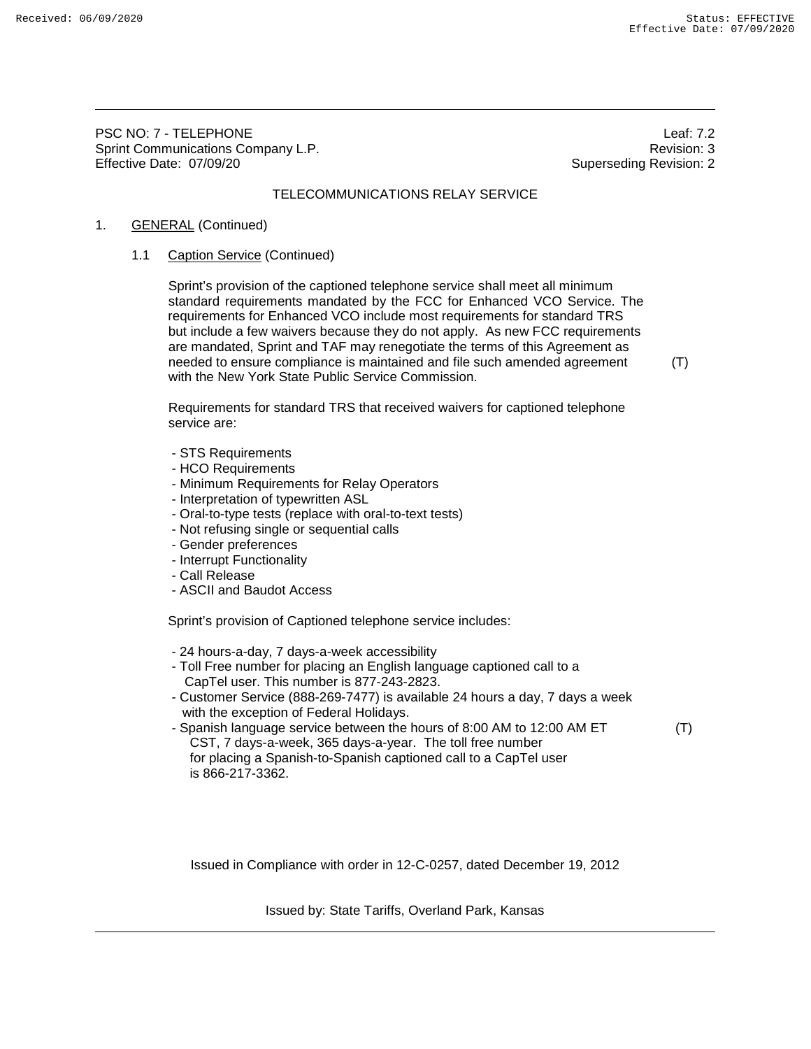PSC NO: 7 - TELEPHONE  Leaf: 7.2
Sprint Communications Company L.P.  Revision: 3
Effective Date: 07/09/20  Superseding Revision: 2

TELECOMMUNICATIONS RELAY SERVICE

1. GENERAL (Continued)

   1.1 Caption Service (Continued)

Sprint's provision of the captioned telephone service shall meet all minimum standard requirements mandated by the FCC for Enhanced VCO Service. The requirements for Enhanced VCO include most requirements for standard TRS but include a few waivers because they do not apply. As new FCC requirements are mandated, Sprint and TAF may renegotiate the terms of this Agreement as needed to ensure compliance is maintained and file such amended agreement with the New York State Public Service Commission. (T)

Requirements for standard TRS that received waivers for captioned telephone service are:

- STS Requirements
- HCO Requirements
- Minimum Requirements for Relay Operators
- Interpretation of typewritten ASL
- Oral-to-type tests (replace with oral-to-text tests)
- Not refusing single or sequential calls
- Gender preferences
- Interrupt Functionality
- Call Release
- ASCII and Baudot Access

Sprint's provision of Captioned telephone service includes:

- 24 hours-a-day, 7 days-a-week accessibility
- Toll Free number for placing an English language captioned call to a CapTel user. This number is 877-243-2823.
- Customer Service (888-269-7477) is available 24 hours a day, 7 days a week with the exception of Federal Holidays.
- Spanish language service between the hours of 8:00 AM to 12:00 AM ET CST, 7 days-a-week, 365 days-a-year. The toll free number for placing a Spanish-to-Spanish captioned call to a CapTel user is 866-217-3362. (T)

Issued in Compliance with order in 12-C-0257, dated December 19, 2012

Issued by: State Tariffs, Overland Park, Kansas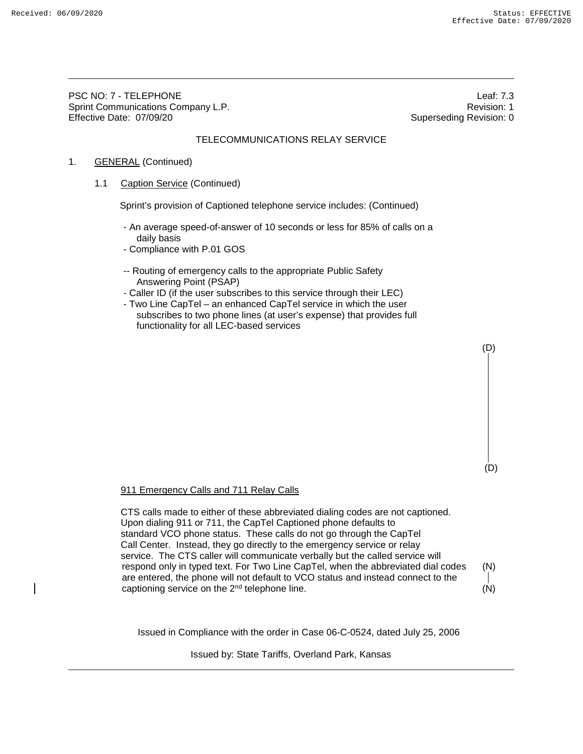PSC NO: 7 - TELEPHONE
Sprint Communications Company L.P.
Effective Date: 07/09/20

Leaf: 7.3
Revision: 1
Superseding Revision: 0

TELECOMMUNICATIONS RELAY SERVICE

1. GENERAL (Continued)

1.1 Caption Service (Continued)

Sprint's provision of Captioned telephone service includes: (Continued)

- An average speed-of-answer of 10 seconds or less for 85% of calls on a daily basis
- Compliance with P.01 GOS

- -- Routing of emergency calls to the appropriate Public Safety Answering Point (PSAP)
- Caller ID (if the user subscribes to this service through their LEC)
- Two Line CapTel – an enhanced CapTel service in which the user subscribes to two phone lines (at user's expense) that provides full functionality for all LEC-based services

(D)

(D)

911 Emergency Calls and 711 Relay Calls

CTS calls made to either of these abbreviated dialing codes are not captioned. Upon dialing 911 or 711, the CapTel Captioned phone defaults to standard VCO phone status. These calls do not go through the CapTel Call Center. Instead, they go directly to the emergency service or relay service. The CTS caller will communicate verbally but the called service will respond only in typed text. For Two Line CapTel, when the abbreviated dial codes are entered, the phone will not default to VCO status and instead connect to the captioning service on the 2nd telephone line. (N)

(N)

Issued in Compliance with the order in Case 06-C-0524, dated July 25, 2006

Issued by: State Tariffs, Overland Park, Kansas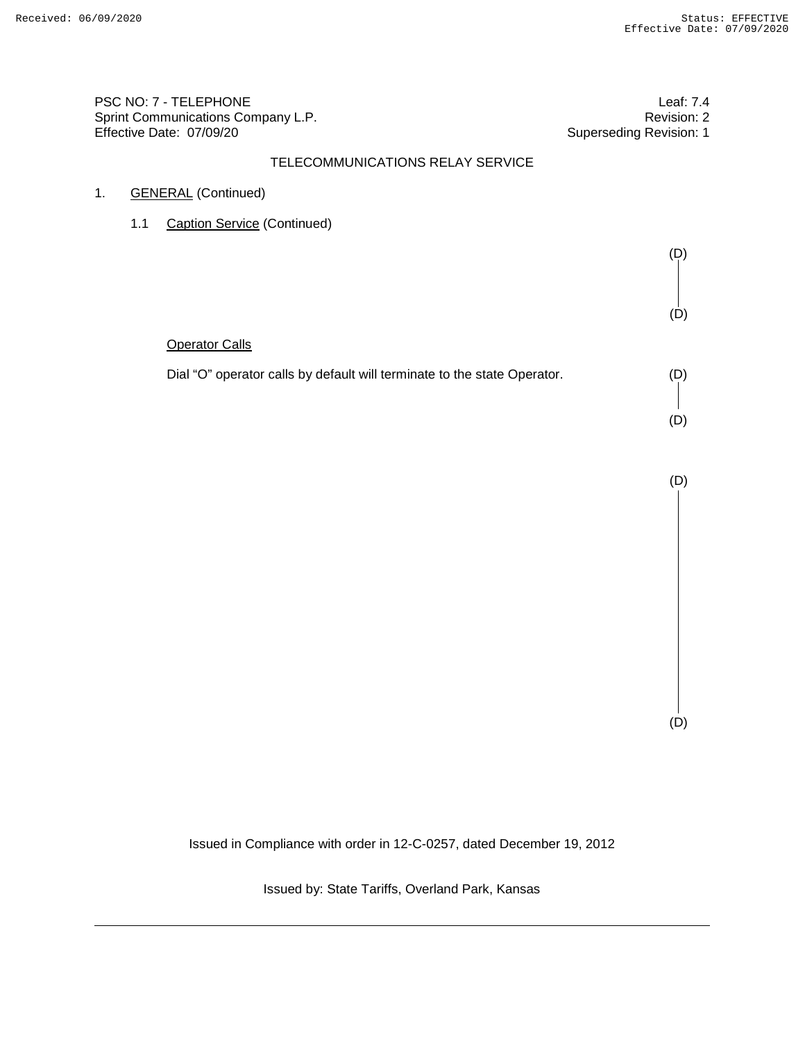PSC NO: 7 - TELEPHONE  
Sprint Communications Company L.P.  
Effective Date: 07/09/20

Leaf: 7.4  
Revision: 2  
Superseding Revision: 1

## TELECOMMUNICATIONS RELAY SERVICE

1. GENERAL (Continued)

   1.1 Caption Service (Continued)

(D)

(D)

### Operator Calls

Dial "O" operator calls by default will terminate to the state Operator. (D)

(D)

(D)

(D)

Issued in Compliance with order in 12-C-0257, dated December 19, 2012

Issued by: State Tariffs, Overland Park, Kansas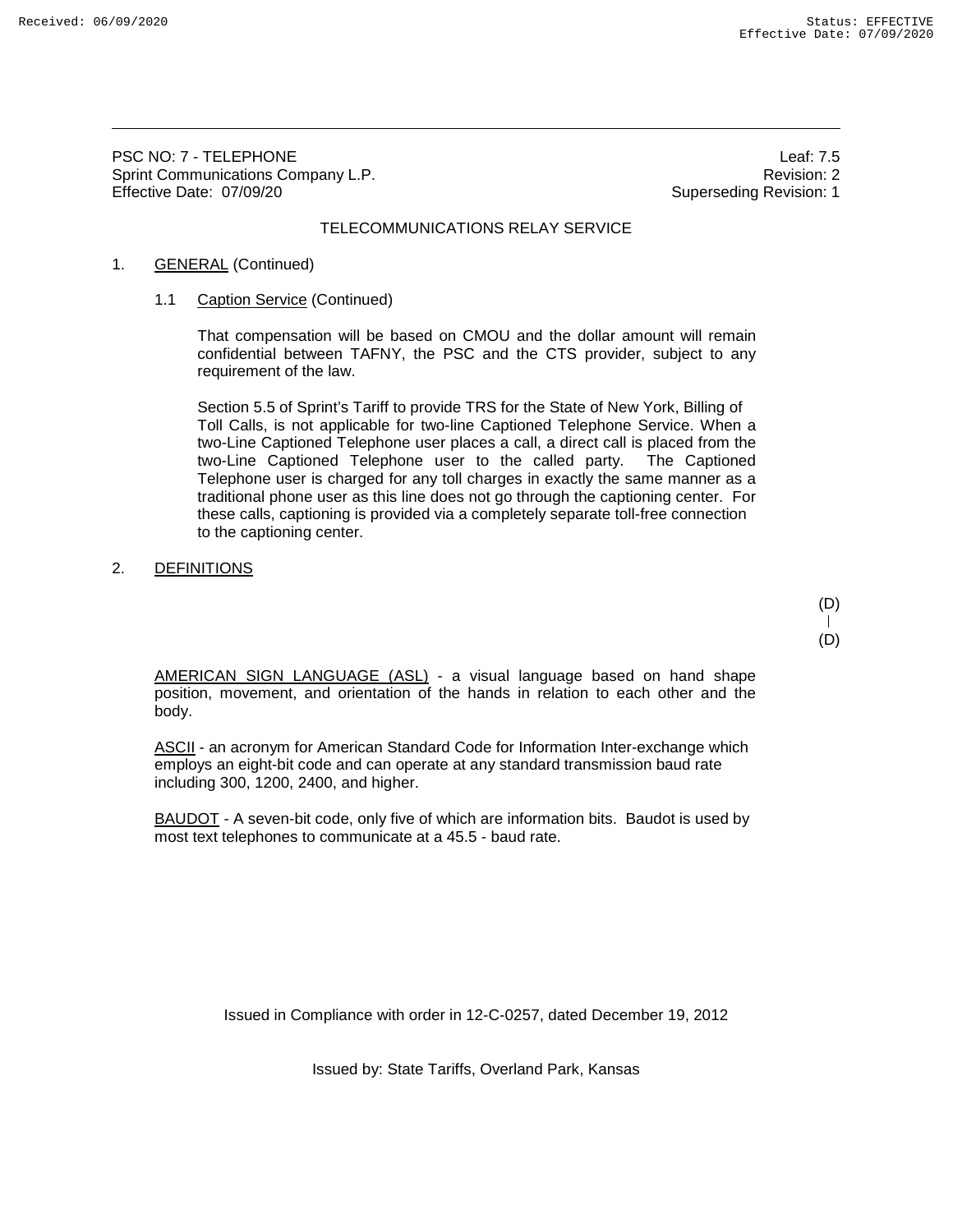PSC NO: 7 - TELEPHONE
Sprint Communications Company L.P.
Effective Date: 07/09/20

Leaf: 7.5
Revision: 2
Superseding Revision: 1

TELECOMMUNICATIONS RELAY SERVICE

1. GENERAL (Continued)

1.1 Caption Service (Continued)

That compensation will be based on CMOU and the dollar amount will remain confidential between TAFNY, the PSC and the CTS provider, subject to any requirement of the law.

Section 5.5 of Sprint's Tariff to provide TRS for the State of New York, Billing of Toll Calls, is not applicable for two-line Captioned Telephone Service. When a two-Line Captioned Telephone user places a call, a direct call is placed from the two-Line Captioned Telephone user to the called party. The Captioned Telephone user is charged for any toll charges in exactly the same manner as a traditional phone user as this line does not go through the captioning center. For these calls, captioning is provided via a completely separate toll-free connection to the captioning center.

2. DEFINITIONS

(D)
|
(D)

AMERICAN SIGN LANGUAGE (ASL) - a visual language based on hand shape position, movement, and orientation of the hands in relation to each other and the body.

ASCII - an acronym for American Standard Code for Information Inter-exchange which employs an eight-bit code and can operate at any standard transmission baud rate including 300, 1200, 2400, and higher.

BAUDOT - A seven-bit code, only five of which are information bits. Baudot is used by most text telephones to communicate at a 45.5 - baud rate.

Issued in Compliance with order in 12-C-0257, dated December 19, 2012

Issued by: State Tariffs, Overland Park, Kansas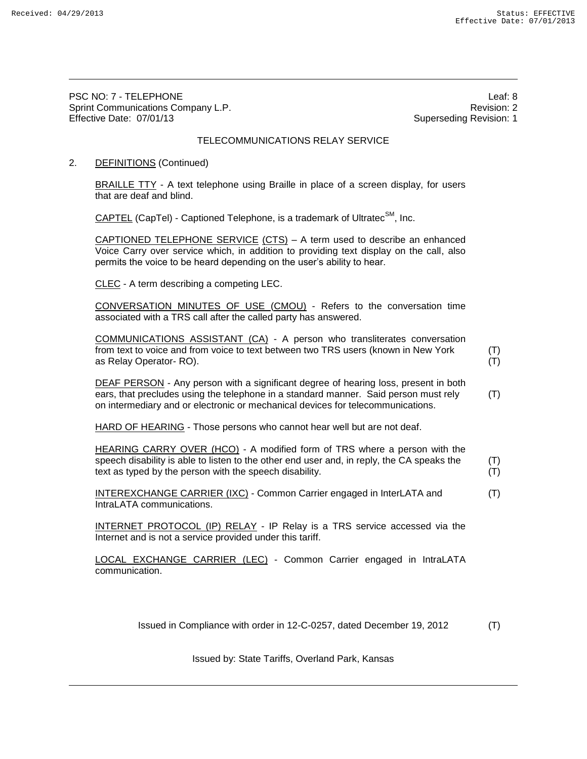PSC NO: 7 - TELEPHONE Leaf: 8
Sprint Communications Company L.P. Revision: 2
Effective Date: 07/01/13 Superseding Revision: 1

TELECOMMUNICATIONS RELAY SERVICE

2. DEFINITIONS (Continued)

BRAILLE TTY - A text telephone using Braille in place of a screen display, for users that are deaf and blind.

CAPTEL (CapTel) - Captioned Telephone, is a trademark of Ultratec[SM], Inc.

CAPTIONED TELEPHONE SERVICE (CTS) – A term used to describe an enhanced Voice Carry over service which, in addition to providing text display on the call, also permits the voice to be heard depending on the user's ability to hear.

CLEC - A term describing a competing LEC.

CONVERSATION MINUTES OF USE (CMOU) - Refers to the conversation time associated with a TRS call after the called party has answered.

COMMUNICATIONS ASSISTANT (CA) - A person who transliterates conversation from text to voice and from voice to text between two TRS users (known in New York as Relay Operator- RO). (T)

DEAF PERSON - Any person with a significant degree of hearing loss, present in both ears, that precludes using the telephone in a standard manner. Said person must rely on intermediary and or electronic or mechanical devices for telecommunications. (T)

HARD OF HEARING - Those persons who cannot hear well but are not deaf.

HEARING CARRY OVER (HCO) - A modified form of TRS where a person with the speech disability is able to listen to the other end user and, in reply, the CA speaks the text as typed by the person with the speech disability. (T)

INTEREXCHANGE CARRIER (IXC) - Common Carrier engaged in InterLATA and IntraLATA communications. (T)

INTERNET PROTOCOL (IP) RELAY - IP Relay is a TRS service accessed via the Internet and is not a service provided under this tariff.

LOCAL EXCHANGE CARRIER (LEC) - Common Carrier engaged in IntraLATA communication.

Issued in Compliance with order in 12-C-0257, dated December 19, 2012 (T)

Issued by: State Tariffs, Overland Park, Kansas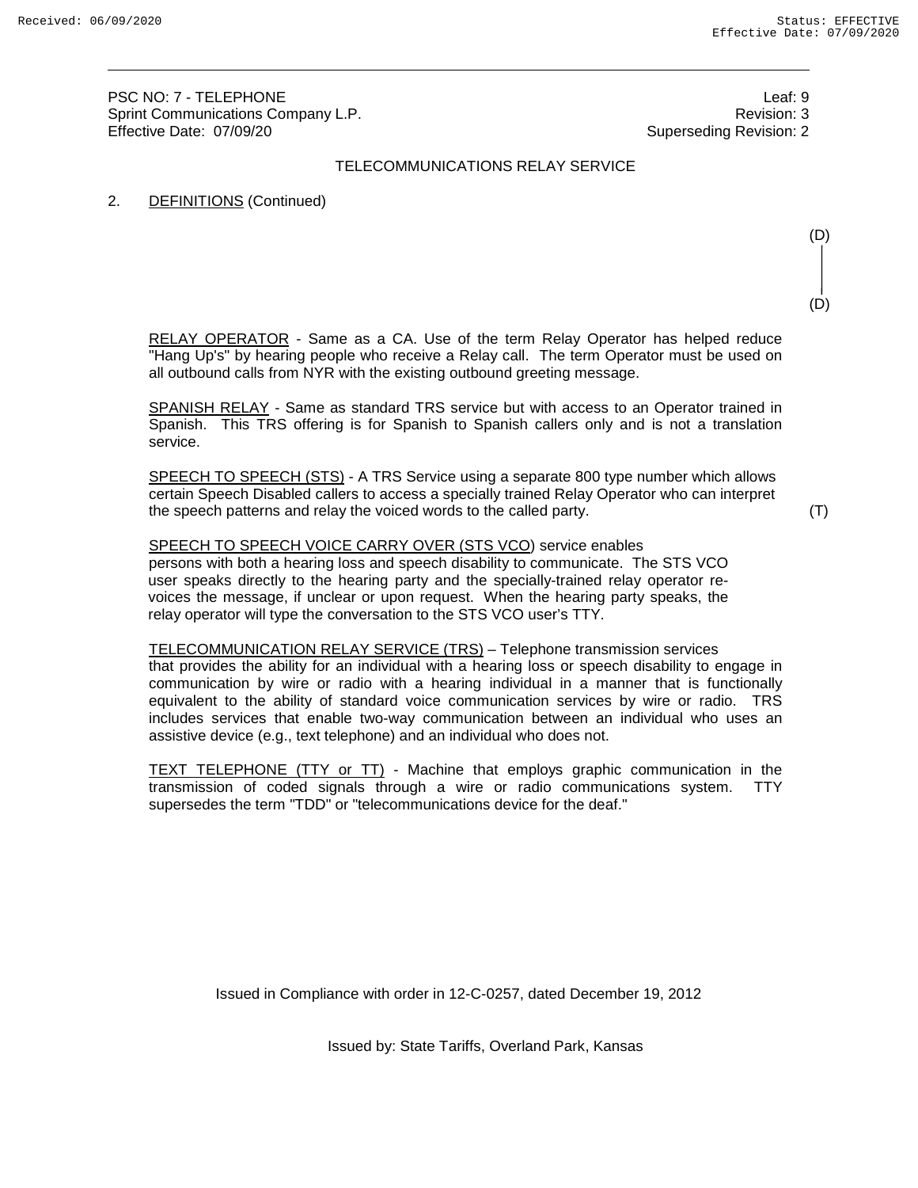PSC NO: 7 - TELEPHONE Leaf: 9
Sprint Communications Company L.P. Revision: 3
Effective Date: 07/09/20 Superseding Revision: 2

TELECOMMUNICATIONS RELAY SERVICE

2. DEFINITIONS (Continued)

(D)

(D)

RELAY OPERATOR - Same as a CA. Use of the term Relay Operator has helped reduce "Hang Up's" by hearing people who receive a Relay call. The term Operator must be used on all outbound calls from NYR with the existing outbound greeting message.

SPANISH RELAY - Same as standard TRS service but with access to an Operator trained in Spanish. This TRS offering is for Spanish to Spanish callers only and is not a translation service.

SPEECH TO SPEECH (STS) - A TRS Service using a separate 800 type number which allows certain Speech Disabled callers to access a specially trained Relay Operator who can interpret the speech patterns and relay the voiced words to the called party. (T)

SPEECH TO SPEECH VOICE CARRY OVER (STS VCO) service enables persons with both a hearing loss and speech disability to communicate. The STS VCO user speaks directly to the hearing party and the specially-trained relay operator re-voices the message, if unclear or upon request. When the hearing party speaks, the relay operator will type the conversation to the STS VCO user's TTY.

TELECOMMUNICATION RELAY SERVICE (TRS) – Telephone transmission services that provides the ability for an individual with a hearing loss or speech disability to engage in communication by wire or radio with a hearing individual in a manner that is functionally equivalent to the ability of standard voice communication services by wire or radio. TRS includes services that enable two-way communication between an individual who uses an assistive device (e.g., text telephone) and an individual who does not.

TEXT TELEPHONE (TTY or TT) - Machine that employs graphic communication in the transmission of coded signals through a wire or radio communications system. TTY supersedes the term "TDD" or "telecommunications device for the deaf."

Issued in Compliance with order in 12-C-0257, dated December 19, 2012

Issued by: State Tariffs, Overland Park, Kansas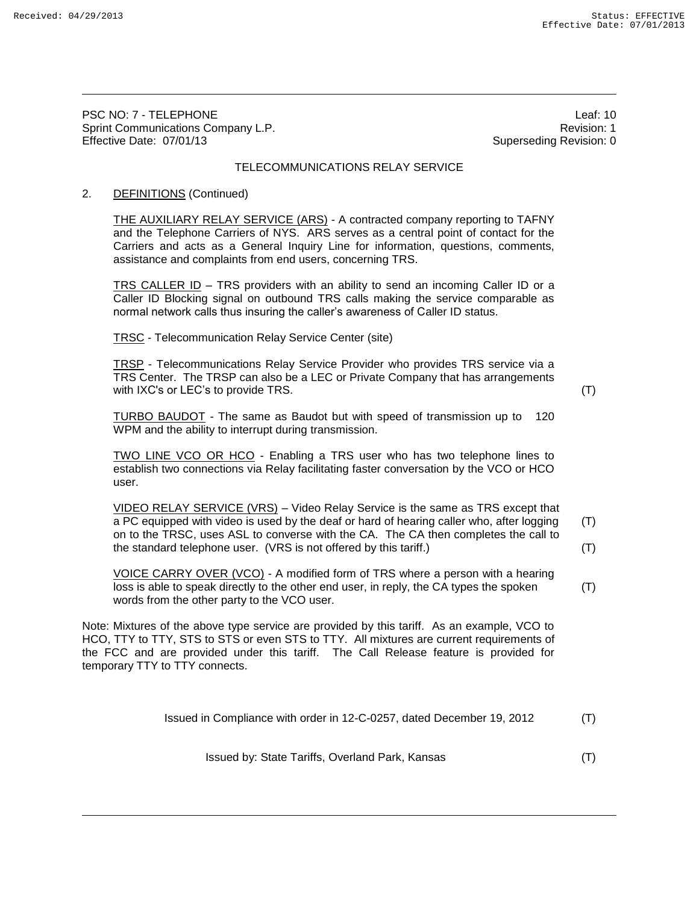PSC NO: 7 - TELEPHONE Leaf: 10
Sprint Communications Company L.P. Revision: 1
Effective Date: 07/01/13 Superseding Revision: 0

TELECOMMUNICATIONS RELAY SERVICE

2. DEFINITIONS (Continued)

THE AUXILIARY RELAY SERVICE (ARS) - A contracted company reporting to TAFNY and the Telephone Carriers of NYS. ARS serves as a central point of contact for the Carriers and acts as a General Inquiry Line for information, questions, comments, assistance and complaints from end users, concerning TRS.

TRS CALLER ID – TRS providers with an ability to send an incoming Caller ID or a Caller ID Blocking signal on outbound TRS calls making the service comparable as normal network calls thus insuring the caller's awareness of Caller ID status.

TRSC - Telecommunication Relay Service Center (site)

TRSP - Telecommunications Relay Service Provider who provides TRS service via a TRS Center. The TRSP can also be a LEC or Private Company that has arrangements with IXC's or LEC's to provide TRS. (T)

TURBO BAUDOT - The same as Baudot but with speed of transmission up to 120 WPM and the ability to interrupt during transmission.

TWO LINE VCO OR HCO - Enabling a TRS user who has two telephone lines to establish two connections via Relay facilitating faster conversation by the VCO or HCO user.

VIDEO RELAY SERVICE (VRS) – Video Relay Service is the same as TRS except that a PC equipped with video is used by the deaf or hard of hearing caller who, after logging on to the TRSC, uses ASL to converse with the CA. The CA then completes the call to the standard telephone user. (VRS is not offered by this tariff.) (T) (T)

VOICE CARRY OVER (VCO) - A modified form of TRS where a person with a hearing loss is able to speak directly to the other end user, in reply, the CA types the spoken words from the other party to the VCO user. (T)

Note: Mixtures of the above type service are provided by this tariff. As an example, VCO to HCO, TTY to TTY, STS to STS or even STS to TTY. All mixtures are current requirements of the FCC and are provided under this tariff. The Call Release feature is provided for temporary TTY to TTY connects.

Issued in Compliance with order in 12-C-0257, dated December 19, 2012 (T)

Issued by: State Tariffs, Overland Park, Kansas (T)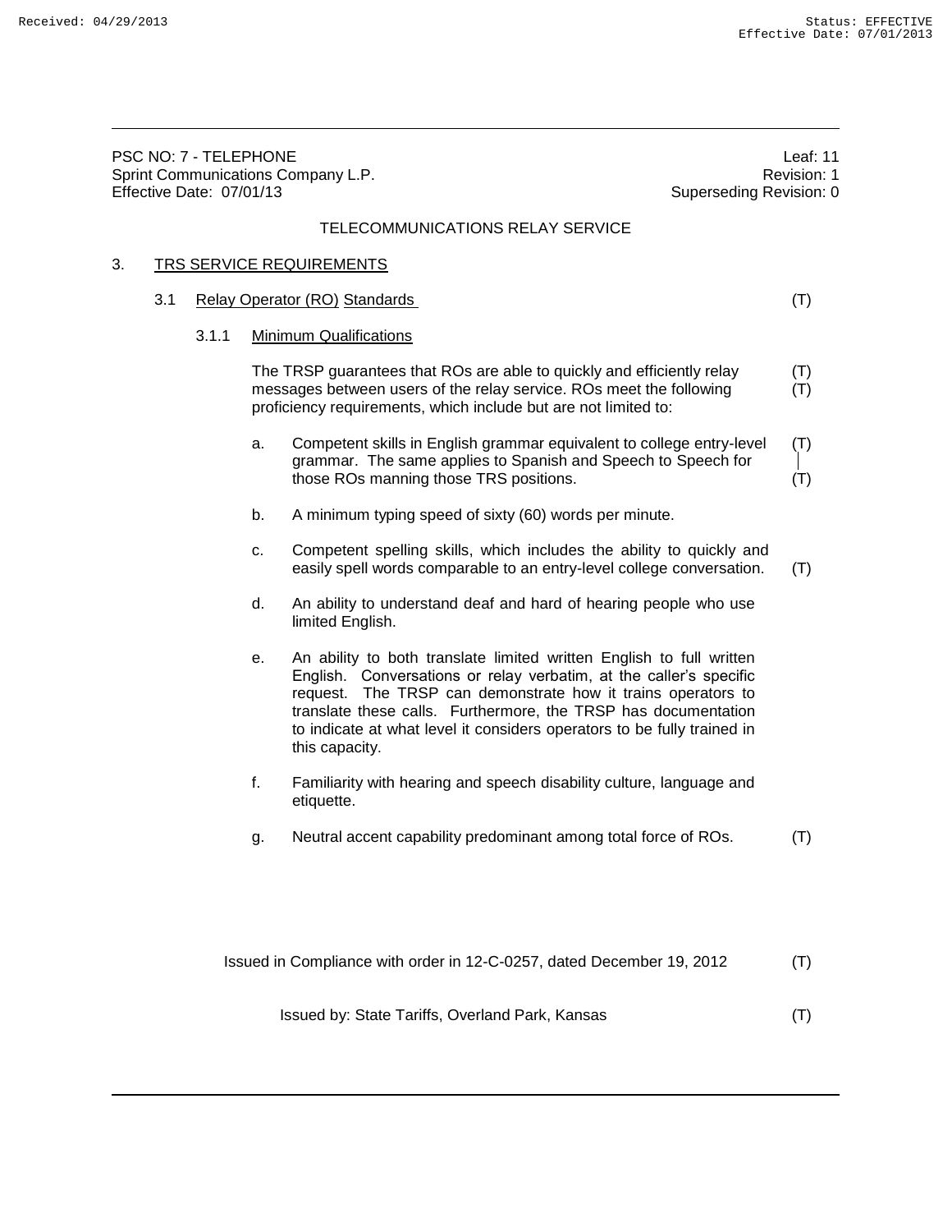PSC NO: 7 - TELEPHONE Leaf: 11
Sprint Communications Company L.P. Revision: 1
Effective Date: 07/01/13 Superseding Revision: 0

TELECOMMUNICATIONS RELAY SERVICE

## 3. TRS SERVICE REQUIREMENTS

### 3.1 Relay Operator (RO) Standards (T)

#### 3.1.1 Minimum Qualifications

The TRSP guarantees that ROs are able to quickly and efficiently relay messages between users of the relay service. ROs meet the following proficiency requirements, which include but are not limited to: (T) (T)

a. Competent skills in English grammar equivalent to college entry-level grammar. The same applies to Spanish and Speech to Speech for those ROs manning those TRS positions. (T) (T)

b. A minimum typing speed of sixty (60) words per minute.

c. Competent spelling skills, which includes the ability to quickly and easily spell words comparable to an entry-level college conversation. (T)

d. An ability to understand deaf and hard of hearing people who use limited English.

e. An ability to both translate limited written English to full written English. Conversations or relay verbatim, at the caller's specific request. The TRSP can demonstrate how it trains operators to translate these calls. Furthermore, the TRSP has documentation to indicate at what level it considers operators to be fully trained in this capacity.

f. Familiarity with hearing and speech disability culture, language and etiquette.

g. Neutral accent capability predominant among total force of ROs. (T)

Issued in Compliance with order in 12-C-0257, dated December 19, 2012 (T)

Issued by: State Tariffs, Overland Park, Kansas (T)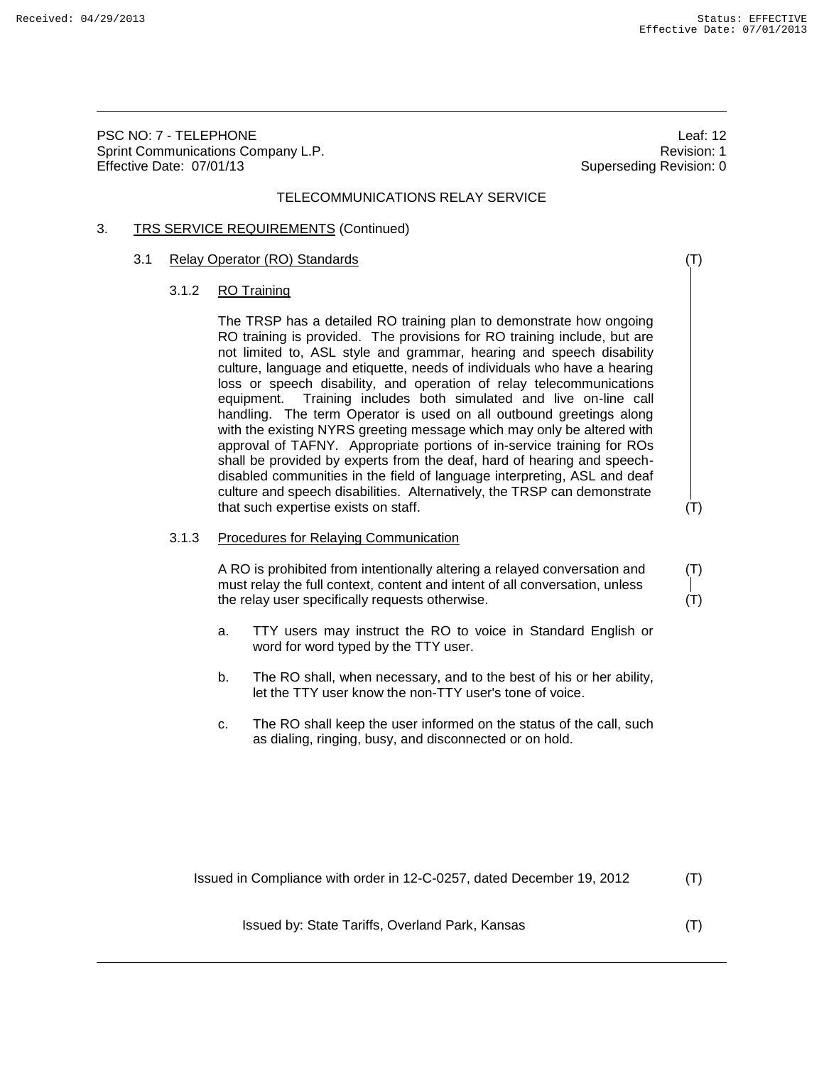PSC NO: 7 - TELEPHONE Leaf: 12
Sprint Communications Company L.P. Revision: 1
Effective Date: 07/01/13 Superseding Revision: 0

TELECOMMUNICATIONS RELAY SERVICE

3. TRS SERVICE REQUIREMENTS (Continued)

3.1 Relay Operator (RO) Standards (T)

3.1.2 RO Training

The TRSP has a detailed RO training plan to demonstrate how ongoing RO training is provided. The provisions for RO training include, but are not limited to, ASL style and grammar, hearing and speech disability culture, language and etiquette, needs of individuals who have a hearing loss or speech disability, and operation of relay telecommunications equipment. Training includes both simulated and live on-line call handling. The term Operator is used on all outbound greetings along with the existing NYRS greeting message which may only be altered with approval of TAFNY. Appropriate portions of in-service training for ROs shall be provided by experts from the deaf, hard of hearing and speech-disabled communities in the field of language interpreting, ASL and deaf culture and speech disabilities. Alternatively, the TRSP can demonstrate that such expertise exists on staff. (T)

3.1.3 Procedures for Relaying Communication

A RO is prohibited from intentionally altering a relayed conversation and must relay the full context, content and intent of all conversation, unless the relay user specifically requests otherwise. (T)

a. TTY users may instruct the RO to voice in Standard English or word for word typed by the TTY user.

b. The RO shall, when necessary, and to the best of his or her ability, let the TTY user know the non-TTY user's tone of voice.

c. The RO shall keep the user informed on the status of the call, such as dialing, ringing, busy, and disconnected or on hold.

Issued in Compliance with order in 12-C-0257, dated December 19, 2012 (T)

Issued by: State Tariffs, Overland Park, Kansas (T)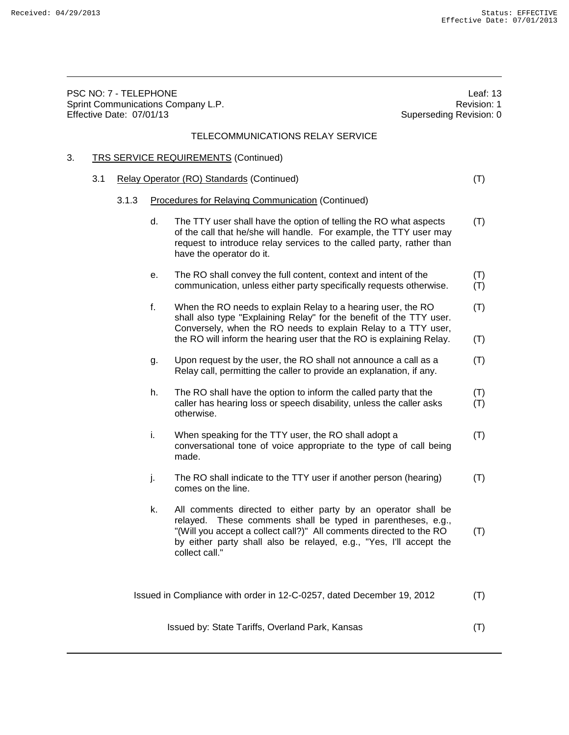PSC NO: 7 - TELEPHONE Leaf: 13
Sprint Communications Company L.P. Revision: 1
Effective Date: 07/01/13 Superseding Revision: 0

TELECOMMUNICATIONS RELAY SERVICE

3. TRS SERVICE REQUIREMENTS (Continued)

3.1 Relay Operator (RO) Standards (Continued) (T)

3.1.3 Procedures for Relaying Communication (Continued)

d. The TTY user shall have the option of telling the RO what aspects of the call that he/she will handle. For example, the TTY user may request to introduce relay services to the called party, rather than have the operator do it. (T)

e. The RO shall convey the full content, context and intent of the communication, unless either party specifically requests otherwise. (T) (T)

f. When the RO needs to explain Relay to a hearing user, the RO shall also type "Explaining Relay" for the benefit of the TTY user. Conversely, when the RO needs to explain Relay to a TTY user, the RO will inform the hearing user that the RO is explaining Relay. (T) (T)

g. Upon request by the user, the RO shall not announce a call as a Relay call, permitting the caller to provide an explanation, if any. (T)

h. The RO shall have the option to inform the called party that the caller has hearing loss or speech disability, unless the caller asks otherwise. (T) (T)

i. When speaking for the TTY user, the RO shall adopt a conversational tone of voice appropriate to the type of call being made. (T)

j. The RO shall indicate to the TTY user if another person (hearing) comes on the line. (T)

k. All comments directed to either party by an operator shall be relayed. These comments shall be typed in parentheses, e.g., "(Will you accept a collect call?)" All comments directed to the RO by either party shall also be relayed, e.g., "Yes, I'll accept the collect call." (T)

Issued in Compliance with order in 12-C-0257, dated December 19, 2012 (T)

Issued by: State Tariffs, Overland Park, Kansas (T)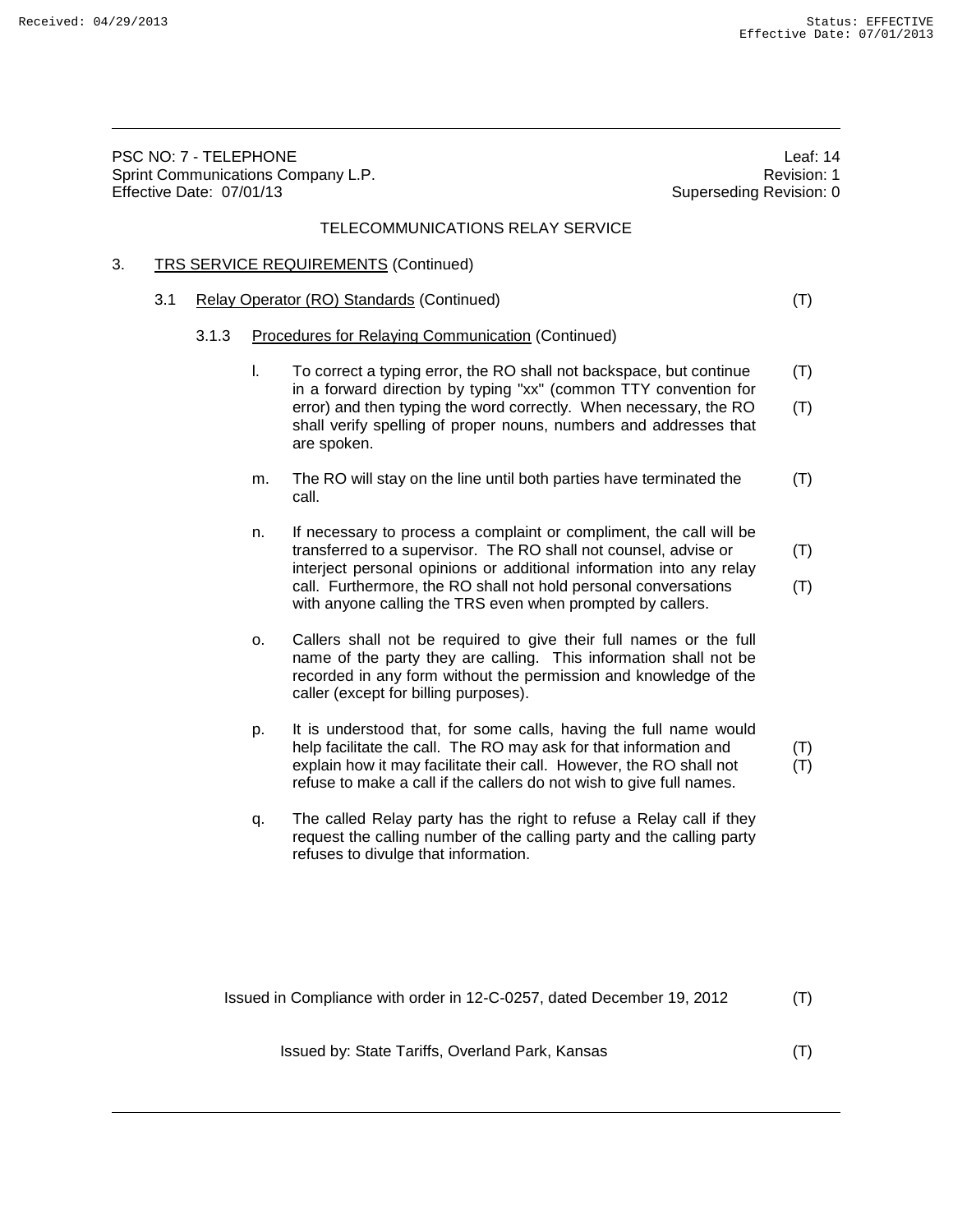PSC NO: 7 - TELEPHONE  
Sprint Communications Company L.P.  
Effective Date: 07/01/13

Leaf: 14  
Revision: 1  
Superseding Revision: 0

## TELECOMMUNICATIONS RELAY SERVICE

3. TRS SERVICE REQUIREMENTS (Continued)

3.1 Relay Operator (RO) Standards (Continued) (T)

3.1.3 Procedures for Relaying Communication (Continued)

l. To correct a typing error, the RO shall not backspace, but continue in a forward direction by typing "xx" (common TTY convention for error) and then typing the word correctly. When necessary, the RO shall verify spelling of proper nouns, numbers and addresses that are spoken. (T) (T)

m. The RO will stay on the line until both parties have terminated the call. (T)

n. If necessary to process a complaint or compliment, the call will be transferred to a supervisor. The RO shall not counsel, advise or interject personal opinions or additional information into any relay call. Furthermore, the RO shall not hold personal conversations with anyone calling the TRS even when prompted by callers. (T) (T)

o. Callers shall not be required to give their full names or the full name of the party they are calling. This information shall not be recorded in any form without the permission and knowledge of the caller (except for billing purposes).

p. It is understood that, for some calls, having the full name would help facilitate the call. The RO may ask for that information and explain how it may facilitate their call. However, the RO shall not refuse to make a call if the callers do not wish to give full names. (T) (T)

q. The called Relay party has the right to refuse a Relay call if they request the calling number of the calling party and the calling party refuses to divulge that information.

Issued in Compliance with order in 12-C-0257, dated December 19, 2012 (T)

Issued by: State Tariffs, Overland Park, Kansas (T)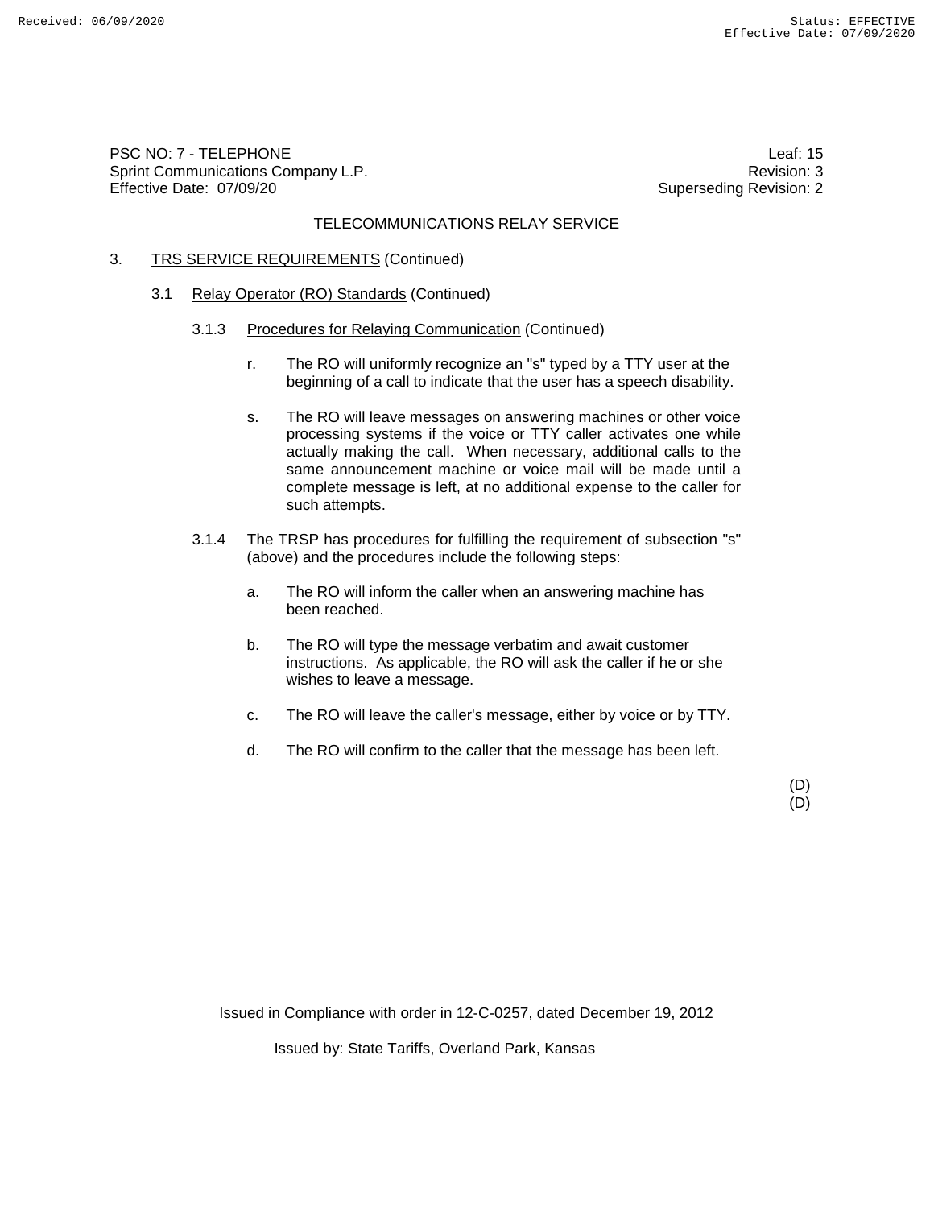PSC NO: 7 - TELEPHONE
Sprint Communications Company L.P.
Effective Date: 07/09/20

Leaf: 15
Revision: 3
Superseding Revision: 2

TELECOMMUNICATIONS RELAY SERVICE

3. TRS SERVICE REQUIREMENTS (Continued)

3.1 Relay Operator (RO) Standards (Continued)

3.1.3 Procedures for Relaying Communication (Continued)

r. The RO will uniformly recognize an "s" typed by a TTY user at the beginning of a call to indicate that the user has a speech disability.

s. The RO will leave messages on answering machines or other voice processing systems if the voice or TTY caller activates one while actually making the call. When necessary, additional calls to the same announcement machine or voice mail will be made until a complete message is left, at no additional expense to the caller for such attempts.

3.1.4 The TRSP has procedures for fulfilling the requirement of subsection "s" (above) and the procedures include the following steps:

a. The RO will inform the caller when an answering machine has been reached.

b. The RO will type the message verbatim and await customer instructions. As applicable, the RO will ask the caller if he or she wishes to leave a message.

c. The RO will leave the caller's message, either by voice or by TTY.

d. The RO will confirm to the caller that the message has been left.

(D)
(D)

Issued in Compliance with order in 12-C-0257, dated December 19, 2012

Issued by: State Tariffs, Overland Park, Kansas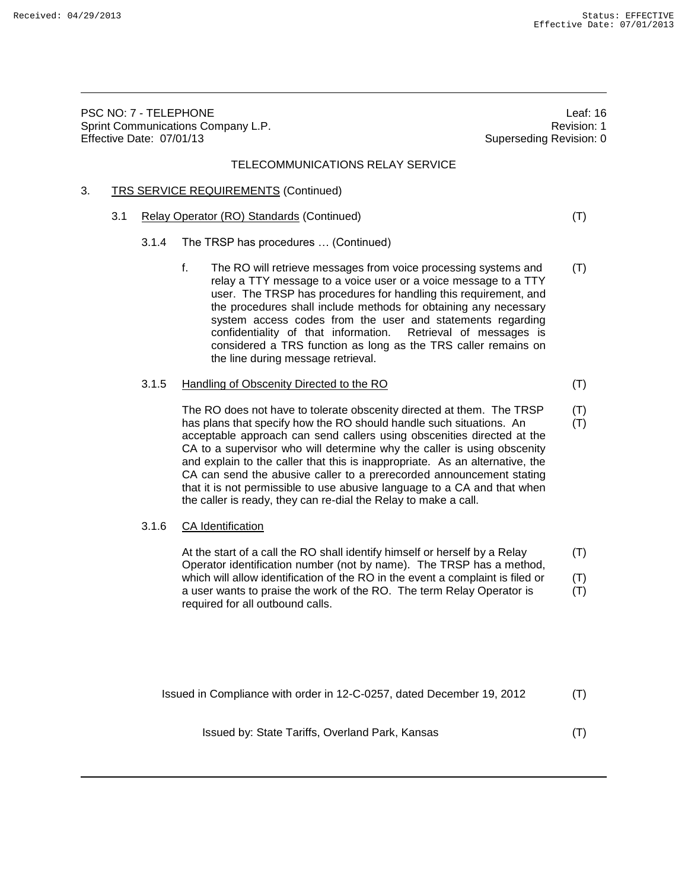PSC NO: 7 - TELEPHONE Leaf: 16
Sprint Communications Company L.P. Revision: 1
Effective Date: 07/01/13 Superseding Revision: 0

TELECOMMUNICATIONS RELAY SERVICE

3. TRS SERVICE REQUIREMENTS (Continued)

3.1 Relay Operator (RO) Standards (Continued) (T)

3.1.4 The TRSP has procedures … (Continued)

f. The RO will retrieve messages from voice processing systems and relay a TTY message to a voice user or a voice message to a TTY user. The TRSP has procedures for handling this requirement, and the procedures shall include methods for obtaining any necessary system access codes from the user and statements regarding confidentiality of that information. Retrieval of messages is considered a TRS function as long as the TRS caller remains on the line during message retrieval. (T)

3.1.5 Handling of Obscenity Directed to the RO (T)

The RO does not have to tolerate obscenity directed at them. The TRSP has plans that specify how the RO should handle such situations. An acceptable approach can send callers using obscenities directed at the CA to a supervisor who will determine why the caller is using obscenity and explain to the caller that this is inappropriate. As an alternative, the CA can send the abusive caller to a prerecorded announcement stating that it is not permissible to use abusive language to a CA and that when the caller is ready, they can re-dial the Relay to make a call. (T) (T)

3.1.6 CA Identification

At the start of a call the RO shall identify himself or herself by a Relay Operator identification number (not by name). The TRSP has a method, which will allow identification of the RO in the event a complaint is filed or a user wants to praise the work of the RO. The term Relay Operator is required for all outbound calls. (T) (T) (T)

Issued in Compliance with order in 12-C-0257, dated December 19, 2012 (T)

Issued by: State Tariffs, Overland Park, Kansas (T)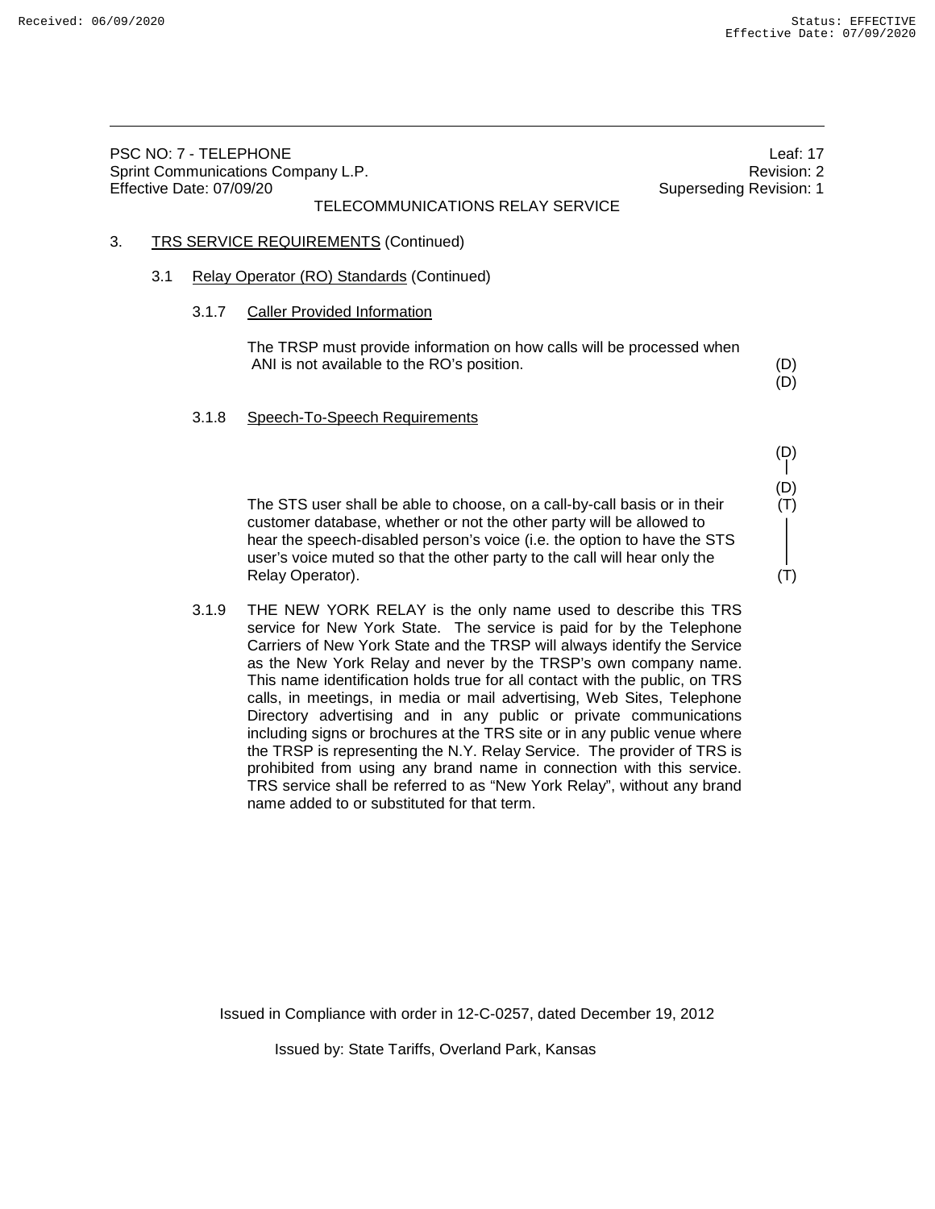PSC NO: 7 - TELEPHONE
Sprint Communications Company L.P.
Effective Date: 07/09/20

Leaf: 17
Revision: 2
Superseding Revision: 1

TELECOMMUNICATIONS RELAY SERVICE

3. TRS SERVICE REQUIREMENTS (Continued)

3.1 Relay Operator (RO) Standards (Continued)

3.1.7 Caller Provided Information

The TRSP must provide information on how calls will be processed when ANI is not available to the RO's position. (D)
(D)

3.1.8 Speech-To-Speech Requirements

(D)
(D)

The STS user shall be able to choose, on a call-by-call basis or in their customer database, whether or not the other party will be allowed to hear the speech-disabled person's voice (i.e. the option to have the STS user's voice muted so that the other party to the call will hear only the Relay Operator). (T)
(T)

3.1.9 THE NEW YORK RELAY is the only name used to describe this TRS service for New York State. The service is paid for by the Telephone Carriers of New York State and the TRSP will always identify the Service as the New York Relay and never by the TRSP's own company name. This name identification holds true for all contact with the public, on TRS calls, in meetings, in media or mail advertising, Web Sites, Telephone Directory advertising and in any public or private communications including signs or brochures at the TRS site or in any public venue where the TRSP is representing the N.Y. Relay Service. The provider of TRS is prohibited from using any brand name in connection with this service. TRS service shall be referred to as "New York Relay", without any brand name added to or substituted for that term.

Issued in Compliance with order in 12-C-0257, dated December 19, 2012

Issued by: State Tariffs, Overland Park, Kansas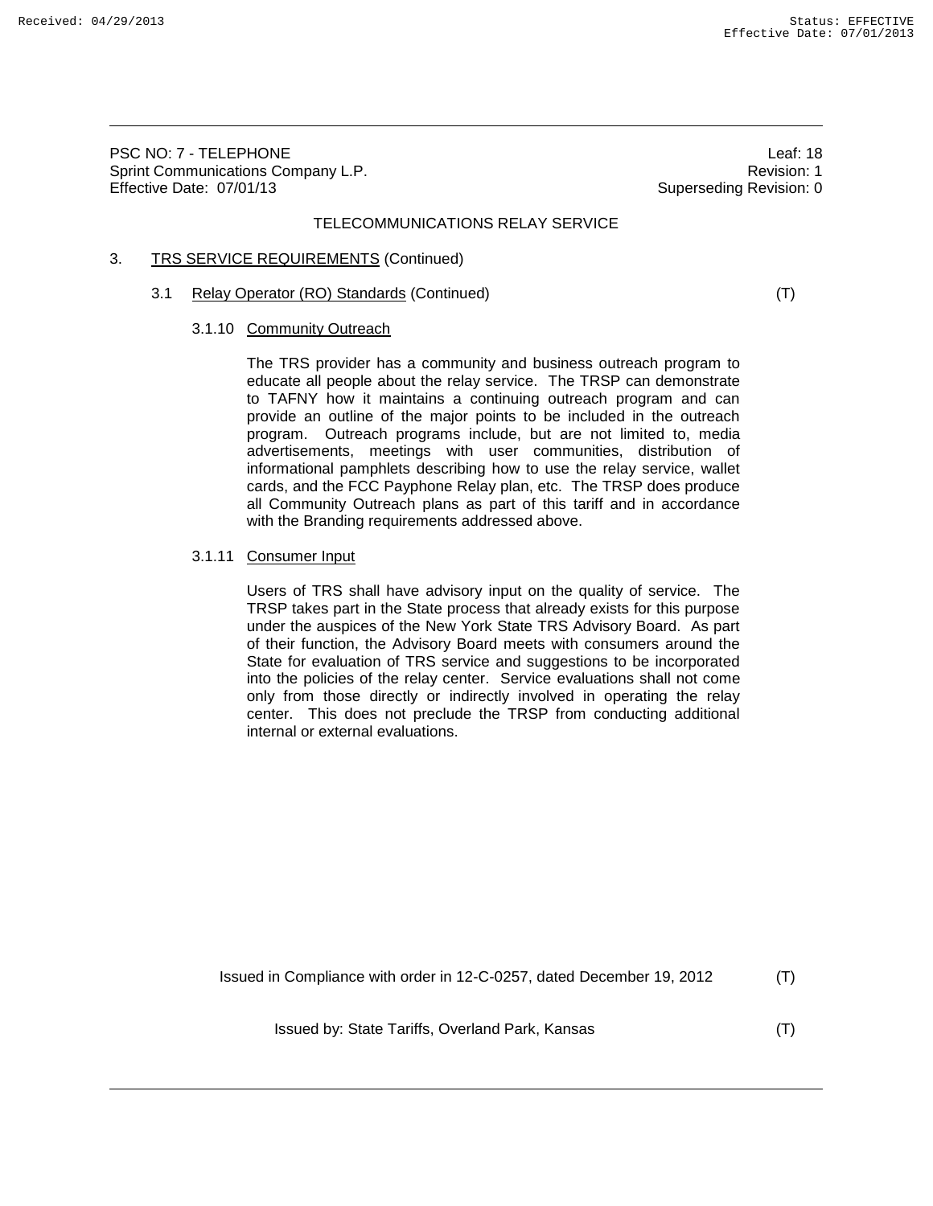PSC NO: 7 - TELEPHONE  Leaf: 18
Sprint Communications Company L.P.  Revision: 1
Effective Date: 07/01/13  Superseding Revision: 0

TELECOMMUNICATIONS RELAY SERVICE

3. TRS SERVICE REQUIREMENTS (Continued)

3.1 Relay Operator (RO) Standards (Continued) (T)

3.1.10 Community Outreach

The TRS provider has a community and business outreach program to educate all people about the relay service. The TRSP can demonstrate to TAFNY how it maintains a continuing outreach program and can provide an outline of the major points to be included in the outreach program. Outreach programs include, but are not limited to, media advertisements, meetings with user communities, distribution of informational pamphlets describing how to use the relay service, wallet cards, and the FCC Payphone Relay plan, etc. The TRSP does produce all Community Outreach plans as part of this tariff and in accordance with the Branding requirements addressed above.

3.1.11 Consumer Input

Users of TRS shall have advisory input on the quality of service. The TRSP takes part in the State process that already exists for this purpose under the auspices of the New York State TRS Advisory Board. As part of their function, the Advisory Board meets with consumers around the State for evaluation of TRS service and suggestions to be incorporated into the policies of the relay center. Service evaluations shall not come only from those directly or indirectly involved in operating the relay center. This does not preclude the TRSP from conducting additional internal or external evaluations.

Issued in Compliance with order in 12-C-0257, dated December 19, 2012 (T)

Issued by: State Tariffs, Overland Park, Kansas (T)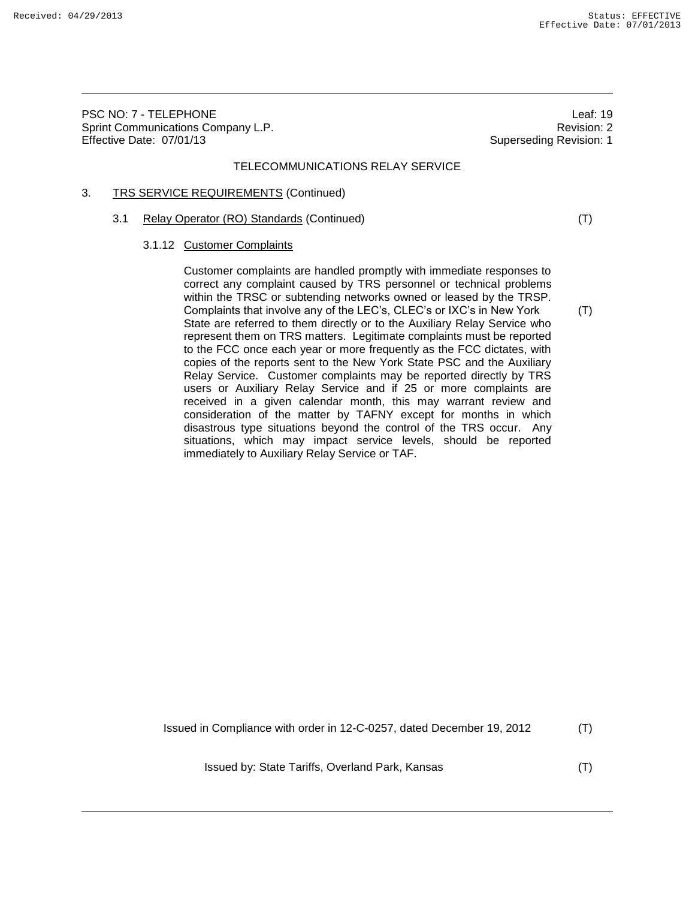PSC NO: 7 - TELEPHONE Leaf: 19
Sprint Communications Company L.P. Revision: 2
Effective Date: 07/01/13 Superseding Revision: 1

TELECOMMUNICATIONS RELAY SERVICE

3. TRS SERVICE REQUIREMENTS (Continued)

3.1 Relay Operator (RO) Standards (Continued) (T)

3.1.12 Customer Complaints

Customer complaints are handled promptly with immediate responses to correct any complaint caused by TRS personnel or technical problems within the TRSC or subtending networks owned or leased by the TRSP. Complaints that involve any of the LEC's, CLEC's or IXC's in New York State are referred to them directly or to the Auxiliary Relay Service who represent them on TRS matters. Legitimate complaints must be reported to the FCC once each year or more frequently as the FCC dictates, with copies of the reports sent to the New York State PSC and the Auxiliary Relay Service. Customer complaints may be reported directly by TRS users or Auxiliary Relay Service and if 25 or more complaints are received in a given calendar month, this may warrant review and consideration of the matter by TAFNY except for months in which disastrous type situations beyond the control of the TRS occur. Any situations, which may impact service levels, should be reported immediately to Auxiliary Relay Service or TAF. (T)

Issued in Compliance with order in 12-C-0257, dated December 19, 2012 (T)

Issued by: State Tariffs, Overland Park, Kansas (T)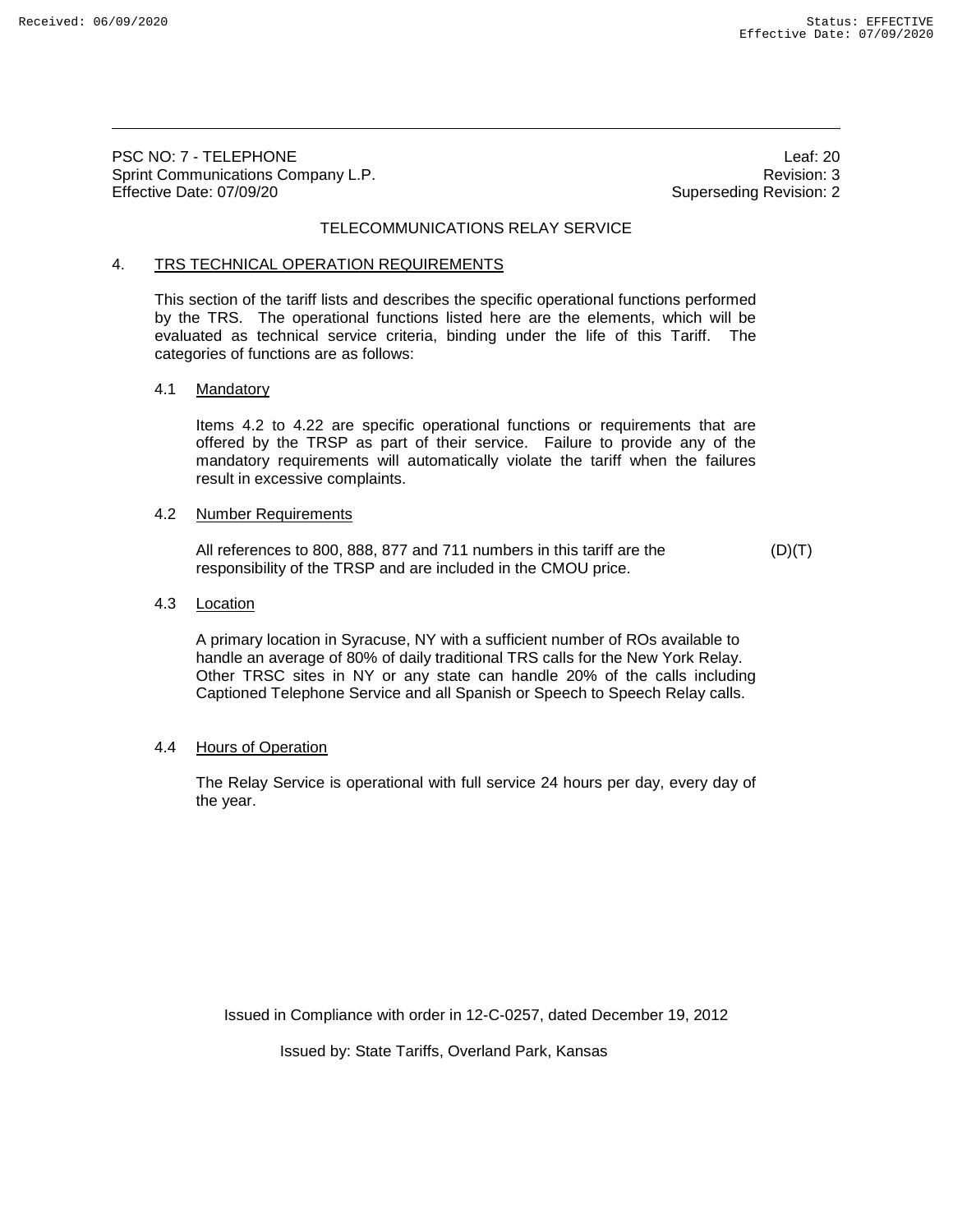PSC NO: 7 - TELEPHONE Leaf: 20
Sprint Communications Company L.P. Revision: 3
Effective Date: 07/09/20 Superseding Revision: 2

TELECOMMUNICATIONS RELAY SERVICE

## 4. TRS TECHNICAL OPERATION REQUIREMENTS

This section of the tariff lists and describes the specific operational functions performed by the TRS. The operational functions listed here are the elements, which will be evaluated as technical service criteria, binding under the life of this Tariff. The categories of functions are as follows:

### 4.1 Mandatory

Items 4.2 to 4.22 are specific operational functions or requirements that are offered by the TRSP as part of their service. Failure to provide any of the mandatory requirements will automatically violate the tariff when the failures result in excessive complaints.

### 4.2 Number Requirements

All references to 800, 888, 877 and 711 numbers in this tariff are the responsibility of the TRSP and are included in the CMOU price. (D)(T)

### 4.3 Location

A primary location in Syracuse, NY with a sufficient number of ROs available to handle an average of 80% of daily traditional TRS calls for the New York Relay. Other TRSC sites in NY or any state can handle 20% of the calls including Captioned Telephone Service and all Spanish or Speech to Speech Relay calls.

### 4.4 Hours of Operation

The Relay Service is operational with full service 24 hours per day, every day of the year.

Issued in Compliance with order in 12-C-0257, dated December 19, 2012

Issued by: State Tariffs, Overland Park, Kansas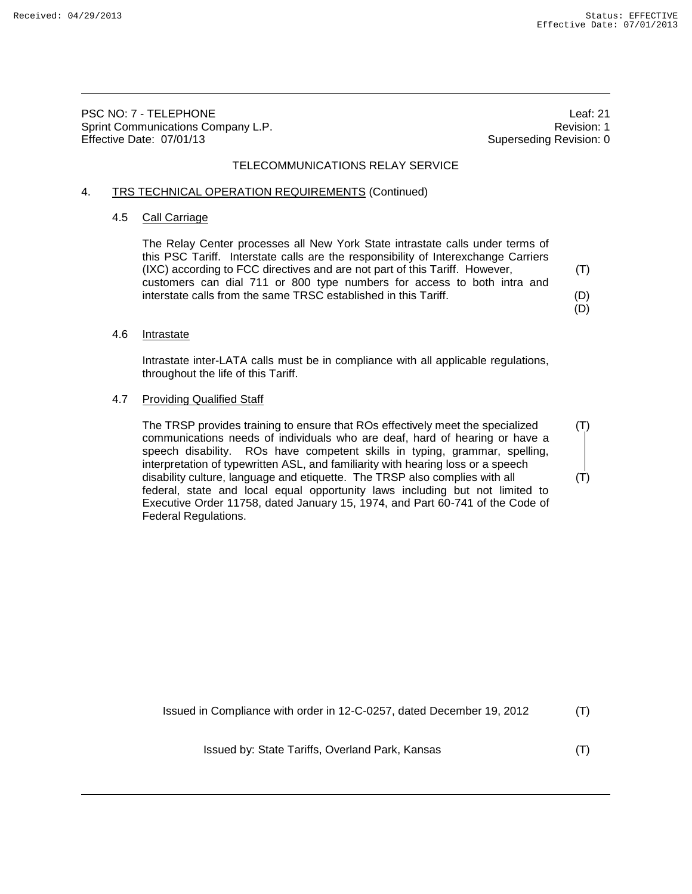PSC NO: 7 - TELEPHONE Leaf: 21
Sprint Communications Company L.P. Revision: 1
Effective Date: 07/01/13 Superseding Revision: 0

TELECOMMUNICATIONS RELAY SERVICE

## 4. TRS TECHNICAL OPERATION REQUIREMENTS (Continued)

### 4.5 Call Carriage

The Relay Center processes all New York State intrastate calls under terms of this PSC Tariff. Interstate calls are the responsibility of Interexchange Carriers (IXC) according to FCC directives and are not part of this Tariff. However, customers can dial 711 or 800 type numbers for access to both intra and interstate calls from the same TRSC established in this Tariff. (T) (D) (D)

### 4.6 Intrastate

Intrastate inter-LATA calls must be in compliance with all applicable regulations, throughout the life of this Tariff.

### 4.7 Providing Qualified Staff

The TRSP provides training to ensure that ROs effectively meet the specialized communications needs of individuals who are deaf, hard of hearing or have a speech disability. ROs have competent skills in typing, grammar, spelling, interpretation of typewritten ASL, and familiarity with hearing loss or a speech disability culture, language and etiquette. The TRSP also complies with all federal, state and local equal opportunity laws including but not limited to Executive Order 11758, dated January 15, 1974, and Part 60-741 of the Code of Federal Regulations. (T) (T)

Issued in Compliance with order in 12-C-0257, dated December 19, 2012 (T)

Issued by: State Tariffs, Overland Park, Kansas (T)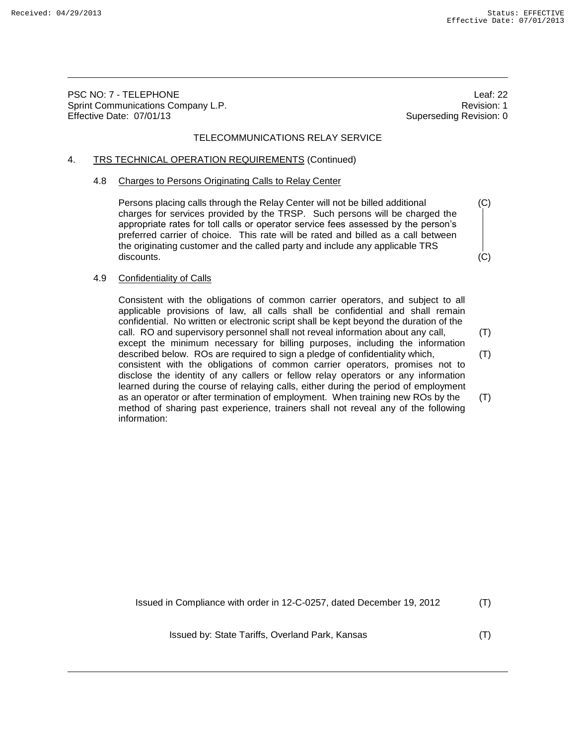PSC NO: 7 - TELEPHONE  Leaf: 22
Sprint Communications Company L.P.  Revision: 1
Effective Date: 07/01/13  Superseding Revision: 0

TELECOMMUNICATIONS RELAY SERVICE

4. TRS TECHNICAL OPERATION REQUIREMENTS (Continued)

4.8 Charges to Persons Originating Calls to Relay Center

Persons placing calls through the Relay Center will not be billed additional charges for services provided by the TRSP. Such persons will be charged the appropriate rates for toll calls or operator service fees assessed by the person's preferred carrier of choice. This rate will be rated and billed as a call between the originating customer and the called party and include any applicable TRS discounts. (C)

4.9 Confidentiality of Calls

Consistent with the obligations of common carrier operators, and subject to all applicable provisions of law, all calls shall be confidential and shall remain confidential. No written or electronic script shall be kept beyond the duration of the call. RO and supervisory personnel shall not reveal information about any call, (T) except the minimum necessary for billing purposes, including the information described below. ROs are required to sign a pledge of confidentiality which, (T) consistent with the obligations of common carrier operators, promises not to disclose the identity of any callers or fellow relay operators or any information learned during the course of relaying calls, either during the period of employment as an operator or after termination of employment. When training new ROs by the (T) method of sharing past experience, trainers shall not reveal any of the following information:

Issued in Compliance with order in 12-C-0257, dated December 19, 2012 (T)

Issued by: State Tariffs, Overland Park, Kansas (T)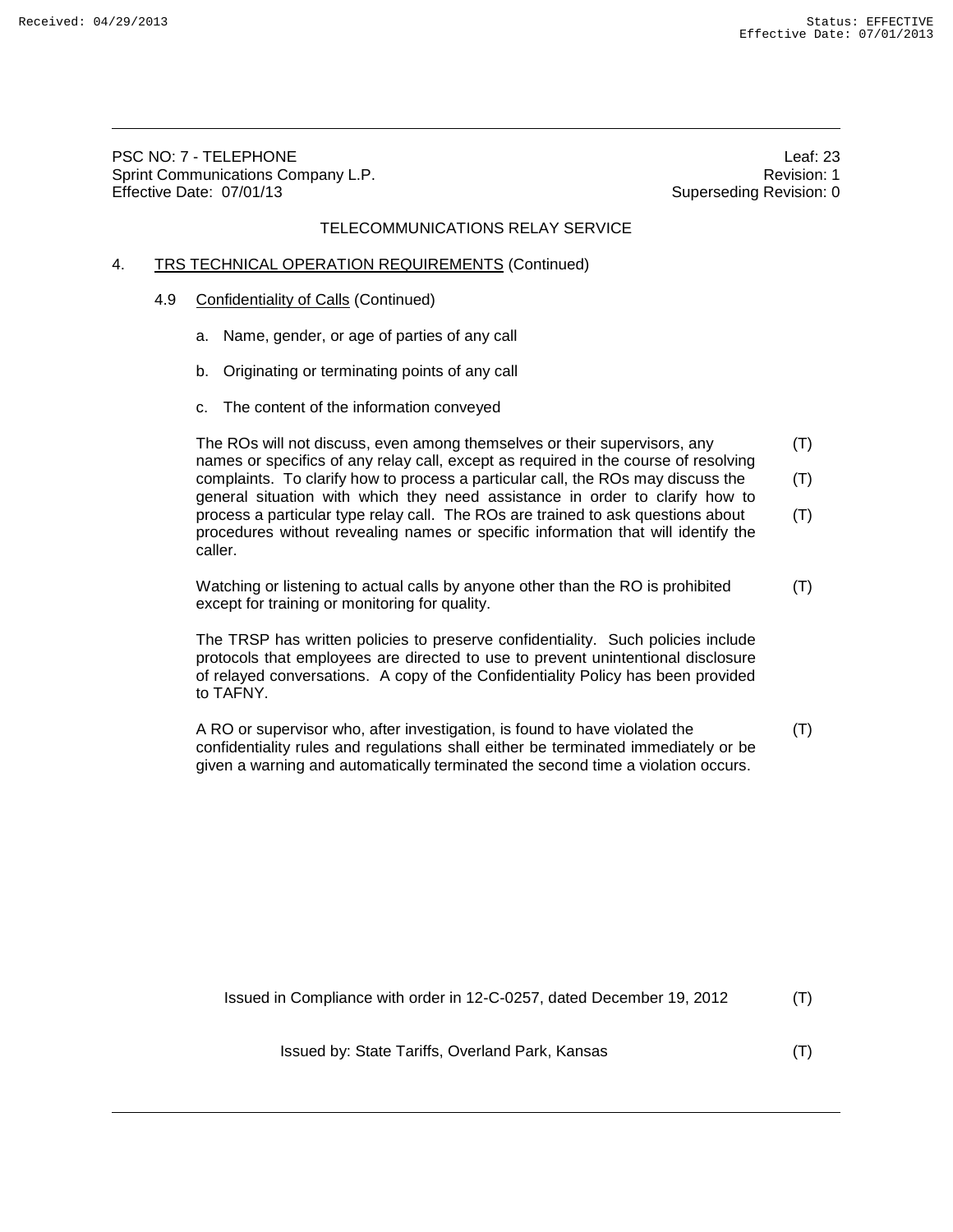TELECOMMUNICATIONS RELAY SERVICE

## 4. TRS TECHNICAL OPERATION REQUIREMENTS (Continued)

### 4.9 Confidentiality of Calls (Continued)

a. Name, gender, or age of parties of any call

b. Originating or terminating points of any call

c. The content of the information conveyed

The ROs will not discuss, even among themselves or their supervisors, any names or specifics of any relay call, except as required in the course of resolving complaints. To clarify how to process a particular call, the ROs may discuss the general situation with which they need assistance in order to clarify how to process a particular type relay call. The ROs are trained to ask questions about procedures without revealing names or specific information that will identify the caller. (T) (T) (T)

Watching or listening to actual calls by anyone other than the RO is prohibited except for training or monitoring for quality. (T)

The TRSP has written policies to preserve confidentiality. Such policies include protocols that employees are directed to use to prevent unintentional disclosure of relayed conversations. A copy of the Confidentiality Policy has been provided to TAFNY.

A RO or supervisor who, after investigation, is found to have violated the confidentiality rules and regulations shall either be terminated immediately or be given a warning and automatically terminated the second time a violation occurs. (T)

Issued in Compliance with order in 12-C-0257, dated December 19, 2012 (T)

Issued by: State Tariffs, Overland Park, Kansas (T)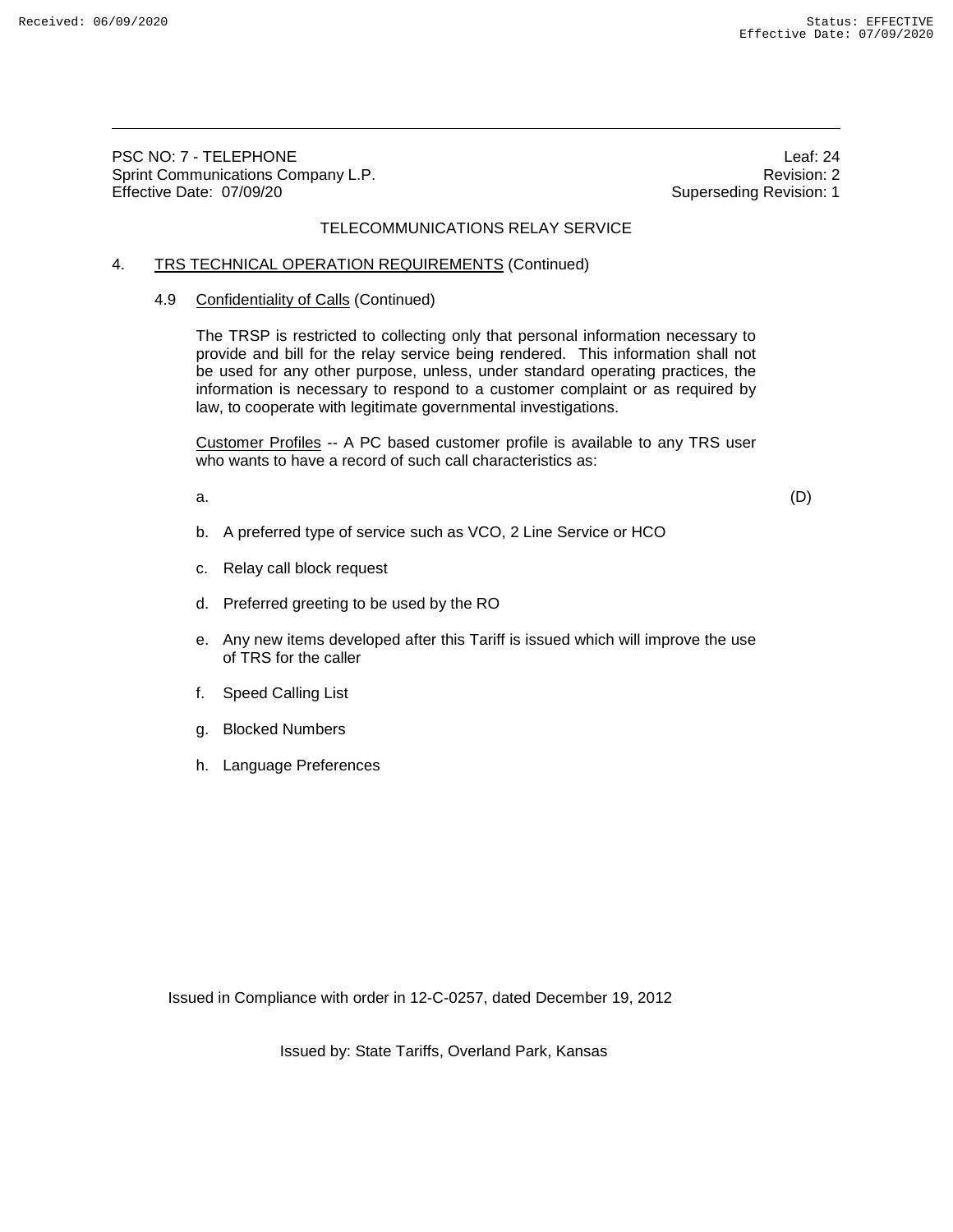PSC NO: 7 - TELEPHONE Leaf: 24
Sprint Communications Company L.P. Revision: 2
Effective Date: 07/09/20 Superseding Revision: 1

TELECOMMUNICATIONS RELAY SERVICE

4. TRS TECHNICAL OPERATION REQUIREMENTS (Continued)

4.9 Confidentiality of Calls (Continued)

The TRSP is restricted to collecting only that personal information necessary to provide and bill for the relay service being rendered. This information shall not be used for any other purpose, unless, under standard operating practices, the information is necessary to respond to a customer complaint or as required by law, to cooperate with legitimate governmental investigations.

Customer Profiles -- A PC based customer profile is available to any TRS user who wants to have a record of such call characteristics as:

a. (D)

b. A preferred type of service such as VCO, 2 Line Service or HCO

c. Relay call block request

d. Preferred greeting to be used by the RO

e. Any new items developed after this Tariff is issued which will improve the use of TRS for the caller

f. Speed Calling List

g. Blocked Numbers

h. Language Preferences

Issued in Compliance with order in 12-C-0257, dated December 19, 2012

Issued by: State Tariffs, Overland Park, Kansas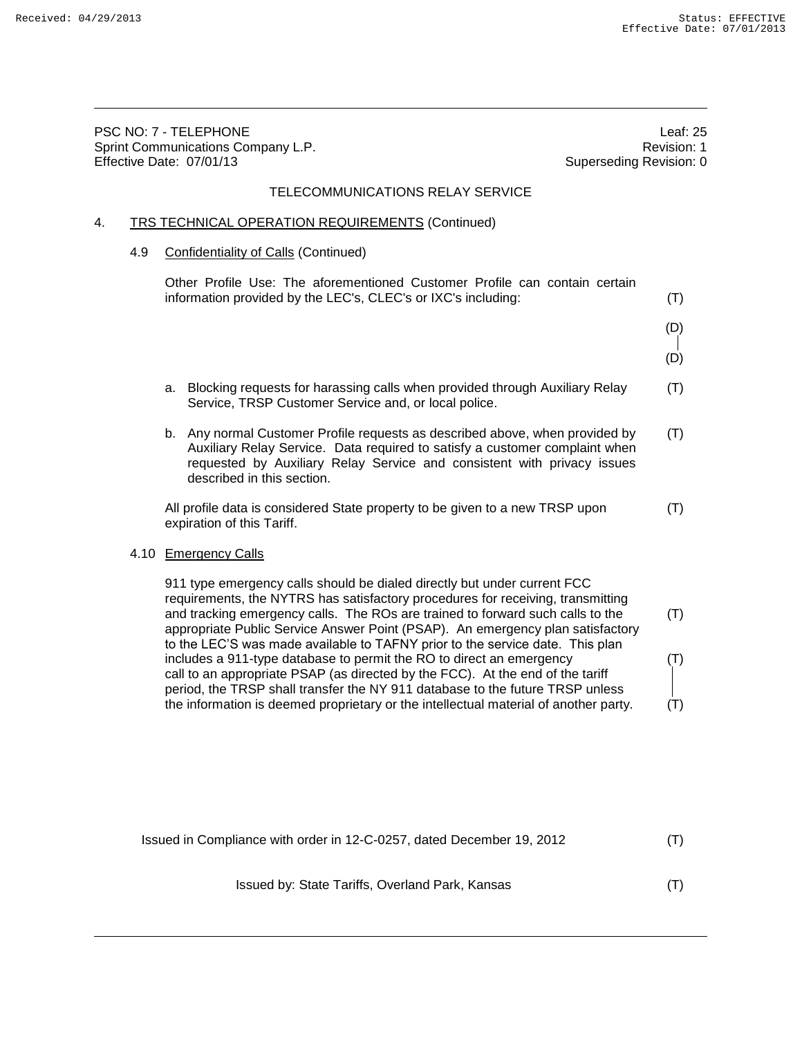PSC NO: 7 - TELEPHONE — Leaf: 25
Sprint Communications Company L.P. — Revision: 1
Effective Date: 07/01/13 — Superseding Revision: 0

TELECOMMUNICATIONS RELAY SERVICE

4. TRS TECHNICAL OPERATION REQUIREMENTS (Continued)

4.9 Confidentiality of Calls (Continued)

Other Profile Use: The aforementioned Customer Profile can contain certain information provided by the LEC's, CLEC's or IXC's including: (T)

(D)

(D)

a. Blocking requests for harassing calls when provided through Auxiliary Relay Service, TRSP Customer Service and, or local police. (T)

b. Any normal Customer Profile requests as described above, when provided by Auxiliary Relay Service. Data required to satisfy a customer complaint when requested by Auxiliary Relay Service and consistent with privacy issues described in this section. (T)

All profile data is considered State property to be given to a new TRSP upon expiration of this Tariff. (T)

4.10 Emergency Calls

911 type emergency calls should be dialed directly but under current FCC requirements, the NYTRS has satisfactory procedures for receiving, transmitting and tracking emergency calls. The ROs are trained to forward such calls to the appropriate Public Service Answer Point (PSAP). (T) An emergency plan satisfactory to the LEC'S was made available to TAFNY prior to the service date. This plan includes a 911-type database to permit the RO to direct an emergency call to an appropriate PSAP (as directed by the FCC). (T) At the end of the tariff period, the TRSP shall transfer the NY 911 database to the future TRSP unless the information is deemed proprietary or the intellectual material of another party. (T)

Issued in Compliance with order in 12-C-0257, dated December 19, 2012 (T)

Issued by: State Tariffs, Overland Park, Kansas (T)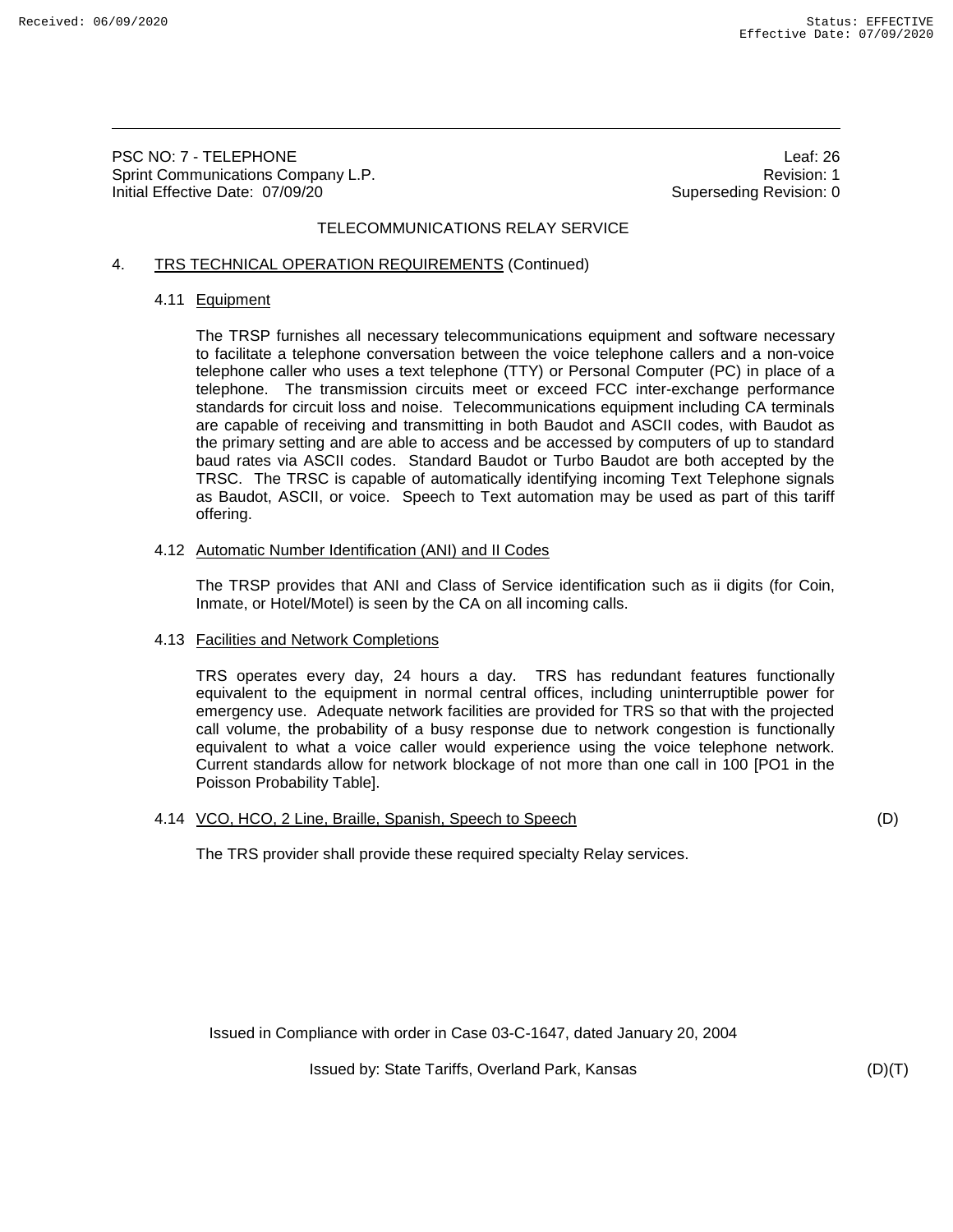PSC NO: 7 - TELEPHONE Leaf: 26
Sprint Communications Company L.P. Revision: 1
Initial Effective Date: 07/09/20 Superseding Revision: 0

TELECOMMUNICATIONS RELAY SERVICE

4. TRS TECHNICAL OPERATION REQUIREMENTS (Continued)

4.11 Equipment

The TRSP furnishes all necessary telecommunications equipment and software necessary to facilitate a telephone conversation between the voice telephone callers and a non-voice telephone caller who uses a text telephone (TTY) or Personal Computer (PC) in place of a telephone. The transmission circuits meet or exceed FCC inter-exchange performance standards for circuit loss and noise. Telecommunications equipment including CA terminals are capable of receiving and transmitting in both Baudot and ASCII codes, with Baudot as the primary setting and are able to access and be accessed by computers of up to standard baud rates via ASCII codes. Standard Baudot or Turbo Baudot are both accepted by the TRSC. The TRSC is capable of automatically identifying incoming Text Telephone signals as Baudot, ASCII, or voice. Speech to Text automation may be used as part of this tariff offering.

4.12 Automatic Number Identification (ANI) and II Codes

The TRSP provides that ANI and Class of Service identification such as ii digits (for Coin, Inmate, or Hotel/Motel) is seen by the CA on all incoming calls.

4.13 Facilities and Network Completions

TRS operates every day, 24 hours a day. TRS has redundant features functionally equivalent to the equipment in normal central offices, including uninterruptible power for emergency use. Adequate network facilities are provided for TRS so that with the projected call volume, the probability of a busy response due to network congestion is functionally equivalent to what a voice caller would experience using the voice telephone network. Current standards allow for network blockage of not more than one call in 100 [PO1 in the Poisson Probability Table].

4.14 VCO, HCO, 2 Line, Braille, Spanish, Speech to Speech (D)

The TRS provider shall provide these required specialty Relay services.

Issued in Compliance with order in Case 03-C-1647, dated January 20, 2004

Issued by: State Tariffs, Overland Park, Kansas (D)(T)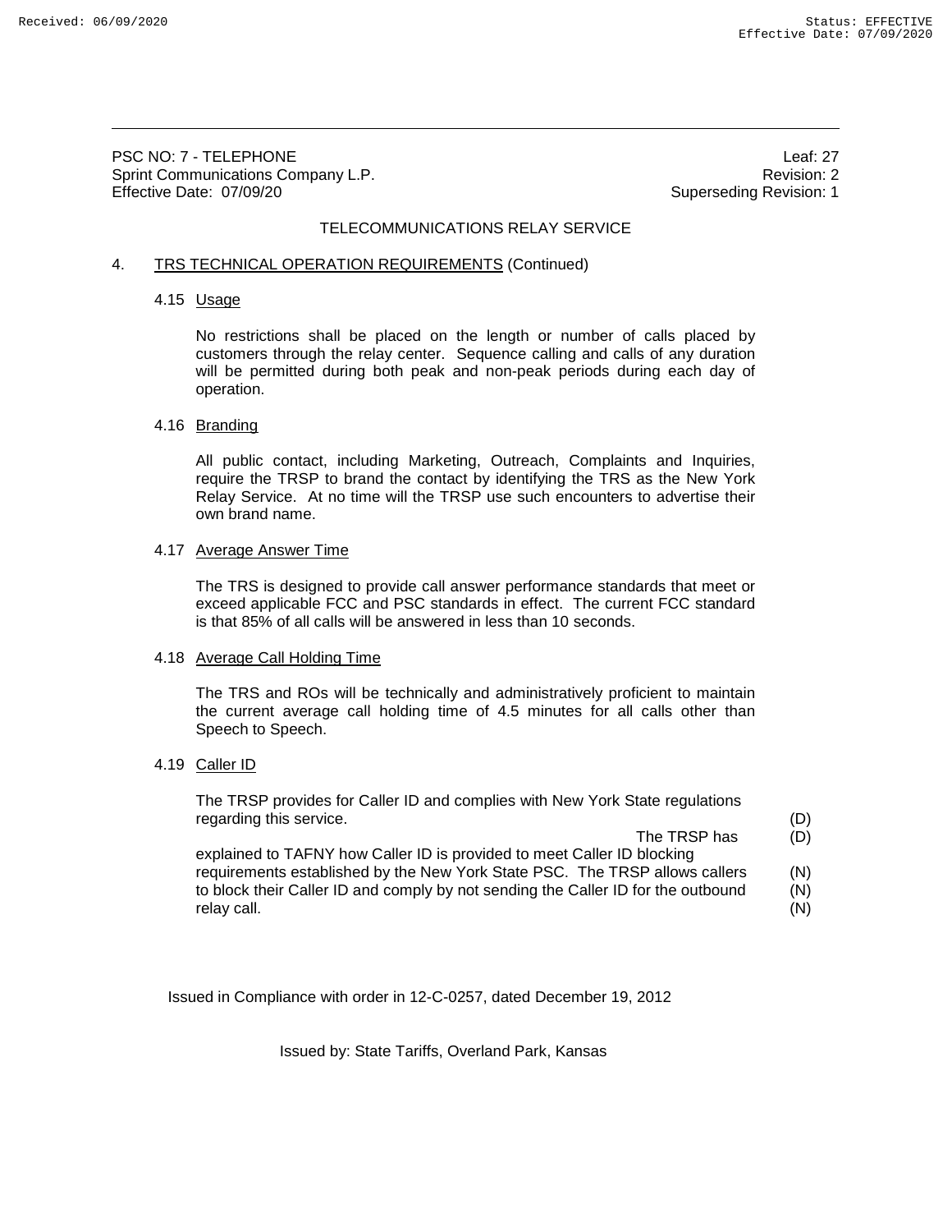PSC NO: 7 - TELEPHONE Leaf: 27
Sprint Communications Company L.P. Revision: 2
Effective Date: 07/09/20 Superseding Revision: 1

TELECOMMUNICATIONS RELAY SERVICE

4. TRS TECHNICAL OPERATION REQUIREMENTS (Continued)

4.15 Usage

No restrictions shall be placed on the length or number of calls placed by customers through the relay center. Sequence calling and calls of any duration will be permitted during both peak and non-peak periods during each day of operation.

4.16 Branding

All public contact, including Marketing, Outreach, Complaints and Inquiries, require the TRSP to brand the contact by identifying the TRS as the New York Relay Service. At no time will the TRSP use such encounters to advertise their own brand name.

4.17 Average Answer Time

The TRS is designed to provide call answer performance standards that meet or exceed applicable FCC and PSC standards in effect. The current FCC standard is that 85% of all calls will be answered in less than 10 seconds.

4.18 Average Call Holding Time

The TRS and ROs will be technically and administratively proficient to maintain the current average call holding time of 4.5 minutes for all calls other than Speech to Speech.

4.19 Caller ID

The TRSP provides for Caller ID and complies with New York State regulations regarding this service. (D)
The TRSP has (D)
explained to TAFNY how Caller ID is provided to meet Caller ID blocking requirements established by the New York State PSC. The TRSP allows callers (N)
to block their Caller ID and comply by not sending the Caller ID for the outbound (N)
relay call. (N)

Issued in Compliance with order in 12-C-0257, dated December 19, 2012

Issued by: State Tariffs, Overland Park, Kansas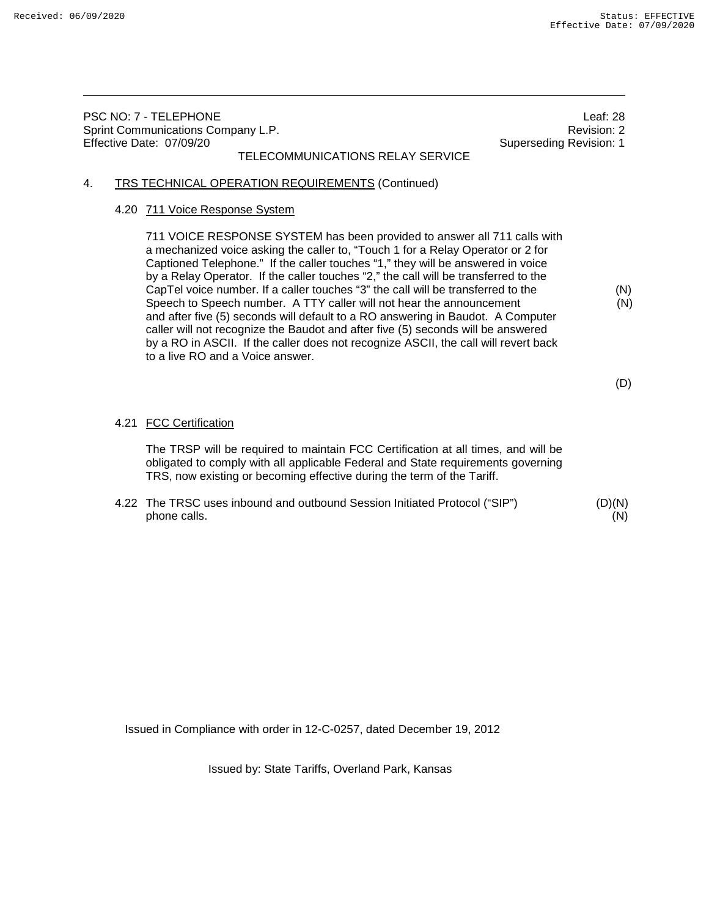PSC NO: 7 - TELEPHONE Leaf: 28
Sprint Communications Company L.P. Revision: 2
Effective Date: 07/09/20 Superseding Revision: 1

TELECOMMUNICATIONS RELAY SERVICE

4. TRS TECHNICAL OPERATION REQUIREMENTS (Continued)

4.20 711 Voice Response System

711 VOICE RESPONSE SYSTEM has been provided to answer all 711 calls with a mechanized voice asking the caller to, "Touch 1 for a Relay Operator or 2 for Captioned Telephone." If the caller touches "1," they will be answered in voice by a Relay Operator. If the caller touches "2," the call will be transferred to the CapTel voice number. If a caller touches "3" the call will be transferred to the Speech to Speech number. A TTY caller will not hear the announcement and after five (5) seconds will default to a RO answering in Baudot. A Computer caller will not recognize the Baudot and after five (5) seconds will be answered by a RO in ASCII. If the caller does not recognize ASCII, the call will revert back to a live RO and a Voice answer. (N) (N)

(D)

4.21 FCC Certification

The TRSP will be required to maintain FCC Certification at all times, and will be obligated to comply with all applicable Federal and State requirements governing TRS, now existing or becoming effective during the term of the Tariff.

4.22 The TRSC uses inbound and outbound Session Initiated Protocol ("SIP") phone calls. (D)(N) (N)

Issued in Compliance with order in 12-C-0257, dated December 19, 2012

Issued by: State Tariffs, Overland Park, Kansas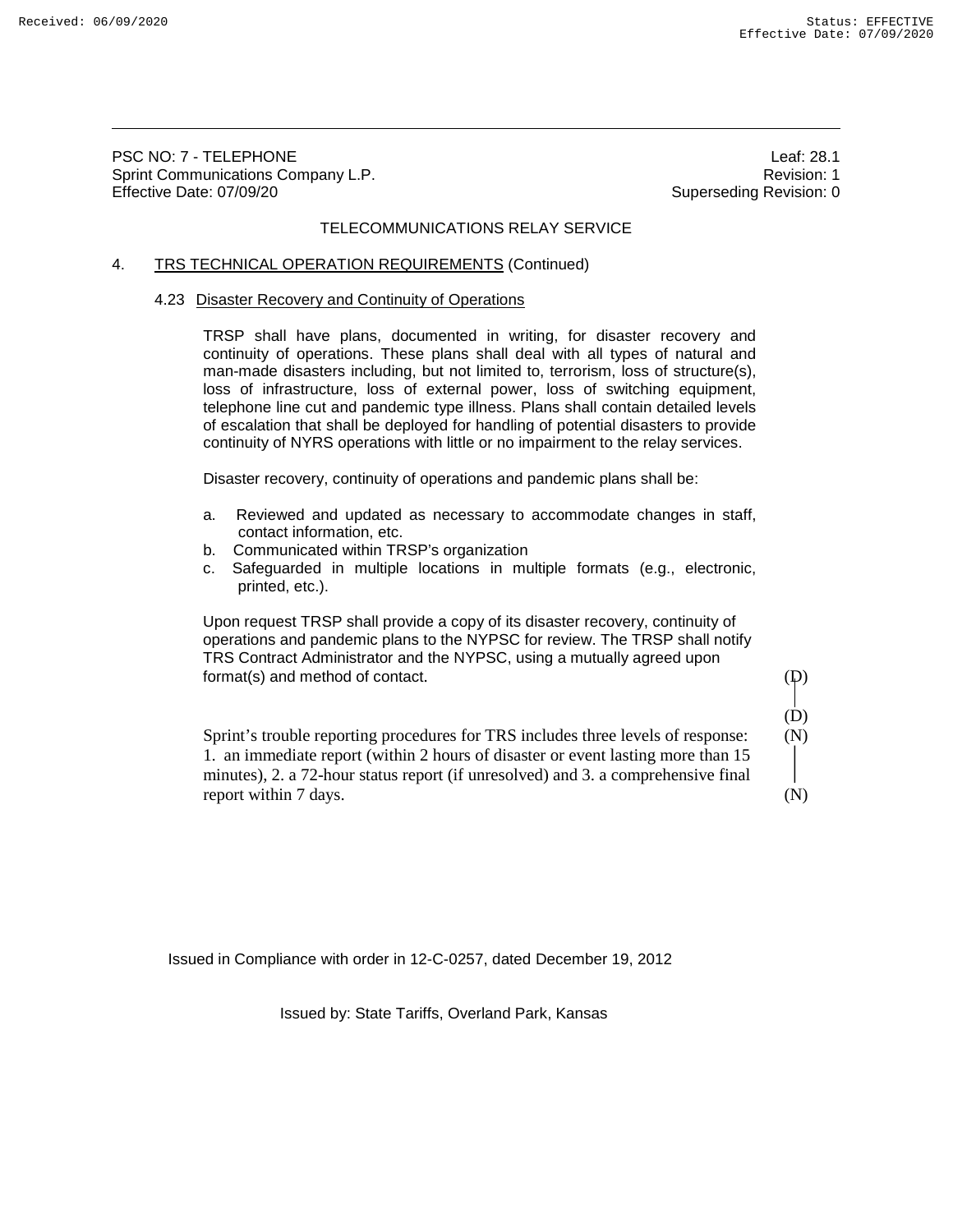PSC NO: 7 - TELEPHONE Leaf: 28.1
Sprint Communications Company L.P. Revision: 1
Effective Date: 07/09/20 Superseding Revision: 0

TELECOMMUNICATIONS RELAY SERVICE

4. TRS TECHNICAL OPERATION REQUIREMENTS (Continued)

4.23 Disaster Recovery and Continuity of Operations

TRSP shall have plans, documented in writing, for disaster recovery and continuity of operations. These plans shall deal with all types of natural and man-made disasters including, but not limited to, terrorism, loss of structure(s), loss of infrastructure, loss of external power, loss of switching equipment, telephone line cut and pandemic type illness. Plans shall contain detailed levels of escalation that shall be deployed for handling of potential disasters to provide continuity of NYRS operations with little or no impairment to the relay services.

Disaster recovery, continuity of operations and pandemic plans shall be:

a. Reviewed and updated as necessary to accommodate changes in staff, contact information, etc.
b. Communicated within TRSP's organization
c. Safeguarded in multiple locations in multiple formats (e.g., electronic, printed, etc.).

Upon request TRSP shall provide a copy of its disaster recovery, continuity of operations and pandemic plans to the NYPSC for review. The TRSP shall notify TRS Contract Administrator and the NYPSC, using a mutually agreed upon format(s) and method of contact. (D)

(D)

Sprint's trouble reporting procedures for TRS includes three levels of response: 1. an immediate report (within 2 hours of disaster or event lasting more than 15 minutes), 2. a 72-hour status report (if unresolved) and 3. a comprehensive final report within 7 days. (N)

(N)

Issued in Compliance with order in 12-C-0257, dated December 19, 2012

Issued by: State Tariffs, Overland Park, Kansas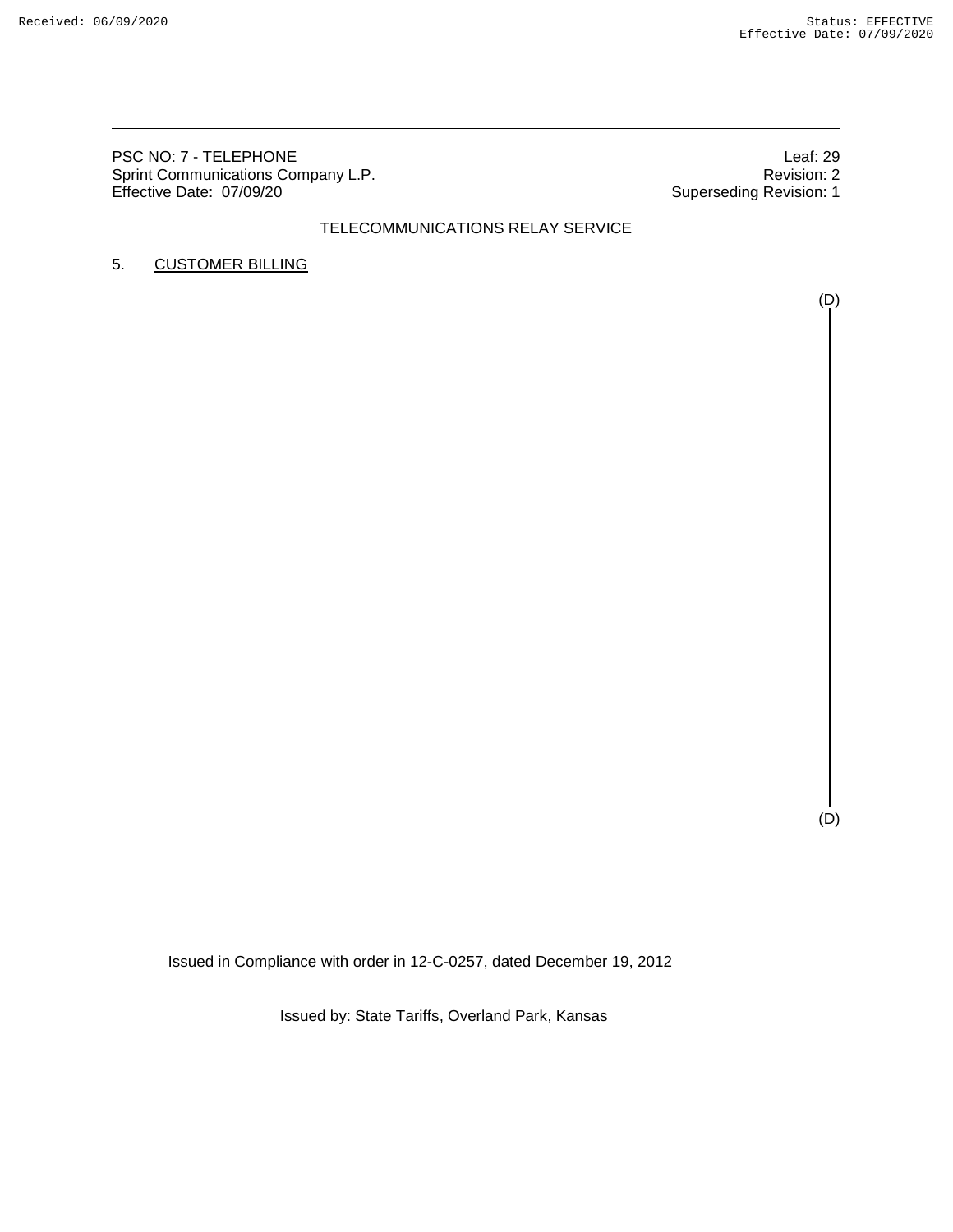PSC NO: 7 - TELEPHONE
Sprint Communications Company L.P.
Effective Date: 07/09/20

Leaf: 29
Revision: 2
Superseding Revision: 1

TELECOMMUNICATIONS RELAY SERVICE

5. CUSTOMER BILLING

(D)

(D)

Issued in Compliance with order in 12-C-0257, dated December 19, 2012

Issued by: State Tariffs, Overland Park, Kansas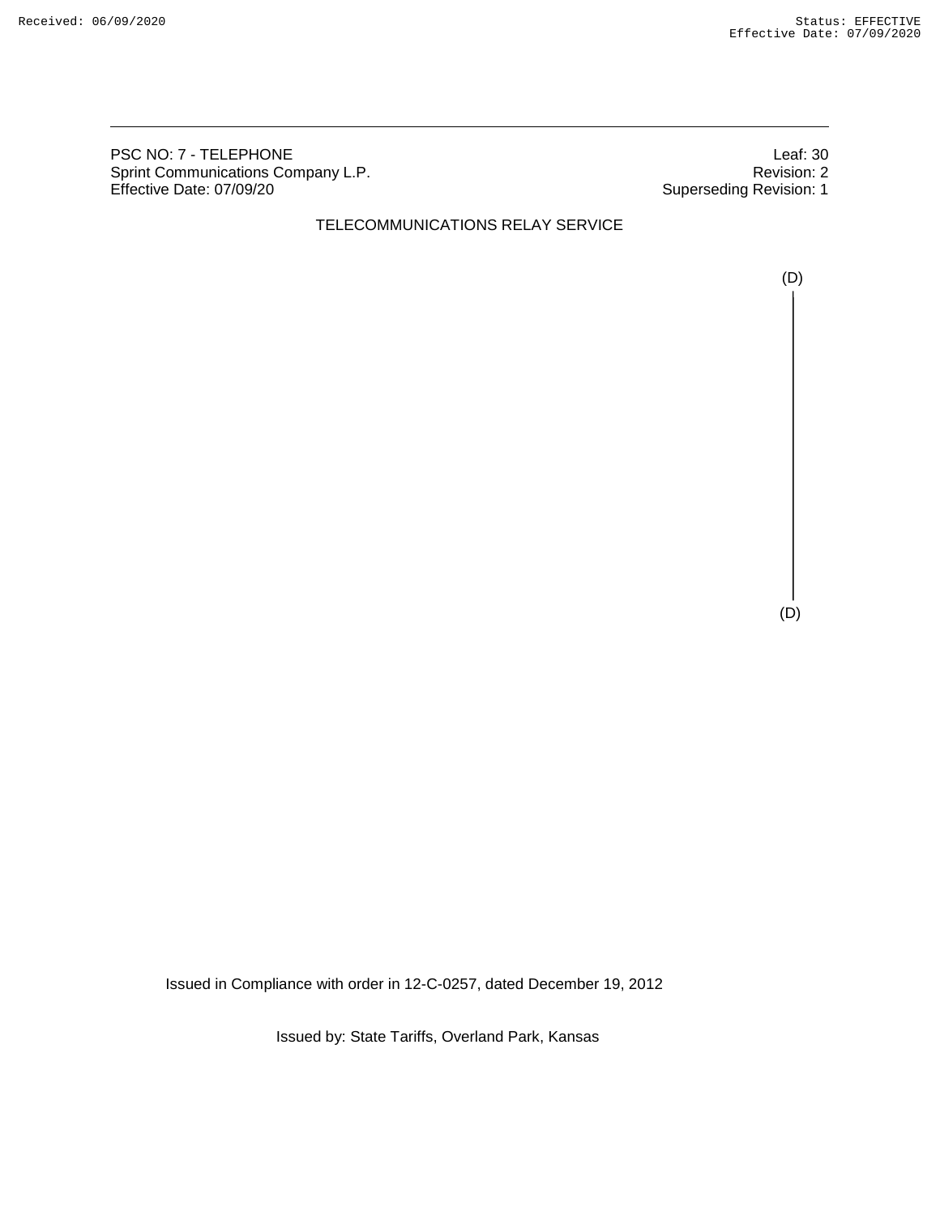PSC NO: 7 - TELEPHONE
Sprint Communications Company L.P.
Effective Date: 07/09/20

Leaf: 30
Revision: 2
Superseding Revision: 1

TELECOMMUNICATIONS RELAY SERVICE

(D)

(D)

Issued in Compliance with order in 12-C-0257, dated December 19, 2012

Issued by: State Tariffs, Overland Park, Kansas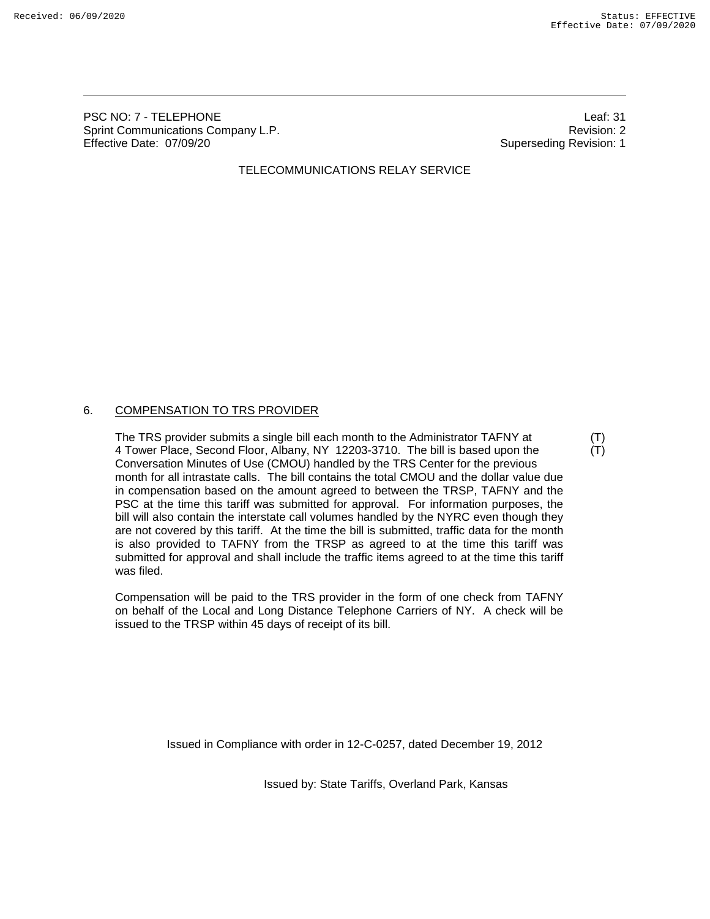PSC NO: 7 - TELEPHONE  Leaf: 31
Sprint Communications Company L.P.  Revision: 2
Effective Date: 07/09/20  Superseding Revision: 1

TELECOMMUNICATIONS RELAY SERVICE

6. COMPENSATION TO TRS PROVIDER

The TRS provider submits a single bill each month to the Administrator TAFNY at 4 Tower Place, Second Floor, Albany, NY 12203-3710. The bill is based upon the Conversation Minutes of Use (CMOU) handled by the TRS Center for the previous month for all intrastate calls. The bill contains the total CMOU and the dollar value due in compensation based on the amount agreed to between the TRSP, TAFNY and the PSC at the time this tariff was submitted for approval. For information purposes, the bill will also contain the interstate call volumes handled by the NYRC even though they are not covered by this tariff. At the time the bill is submitted, traffic data for the month is also provided to TAFNY from the TRSP as agreed to at the time this tariff was submitted for approval and shall include the traffic items agreed to at the time this tariff was filed. (T) (T)

Compensation will be paid to the TRS provider in the form of one check from TAFNY on behalf of the Local and Long Distance Telephone Carriers of NY. A check will be issued to the TRSP within 45 days of receipt of its bill.

Issued in Compliance with order in 12-C-0257, dated December 19, 2012

Issued by: State Tariffs, Overland Park, Kansas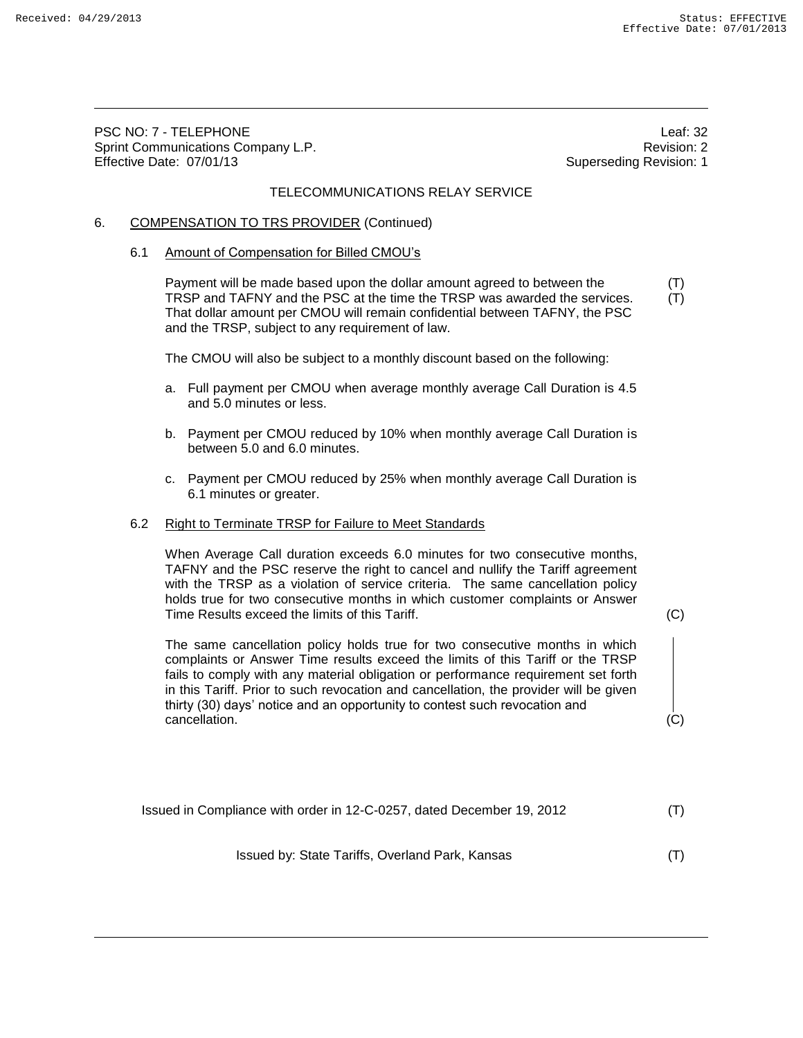PSC NO: 7 - TELEPHONE Leaf: 32
Sprint Communications Company L.P. Revision: 2
Effective Date: 07/01/13 Superseding Revision: 1

TELECOMMUNICATIONS RELAY SERVICE

6. COMPENSATION TO TRS PROVIDER (Continued)

6.1 Amount of Compensation for Billed CMOU's

Payment will be made based upon the dollar amount agreed to between the TRSP and TAFNY and the PSC at the time the TRSP was awarded the services. That dollar amount per CMOU will remain confidential between TAFNY, the PSC and the TRSP, subject to any requirement of law. (T) (T)

The CMOU will also be subject to a monthly discount based on the following:

a. Full payment per CMOU when average monthly average Call Duration is 4.5 and 5.0 minutes or less.

b. Payment per CMOU reduced by 10% when monthly average Call Duration is between 5.0 and 6.0 minutes.

c. Payment per CMOU reduced by 25% when monthly average Call Duration is 6.1 minutes or greater.

6.2 Right to Terminate TRSP for Failure to Meet Standards

When Average Call duration exceeds 6.0 minutes for two consecutive months, TAFNY and the PSC reserve the right to cancel and nullify the Tariff agreement with the TRSP as a violation of service criteria. The same cancellation policy holds true for two consecutive months in which customer complaints or Answer Time Results exceed the limits of this Tariff. (C)

The same cancellation policy holds true for two consecutive months in which complaints or Answer Time results exceed the limits of this Tariff or the TRSP fails to comply with any material obligation or performance requirement set forth in this Tariff. Prior to such revocation and cancellation, the provider will be given thirty (30) days' notice and an opportunity to contest such revocation and cancellation. (C)

Issued in Compliance with order in 12-C-0257, dated December 19, 2012 (T)

Issued by: State Tariffs, Overland Park, Kansas (T)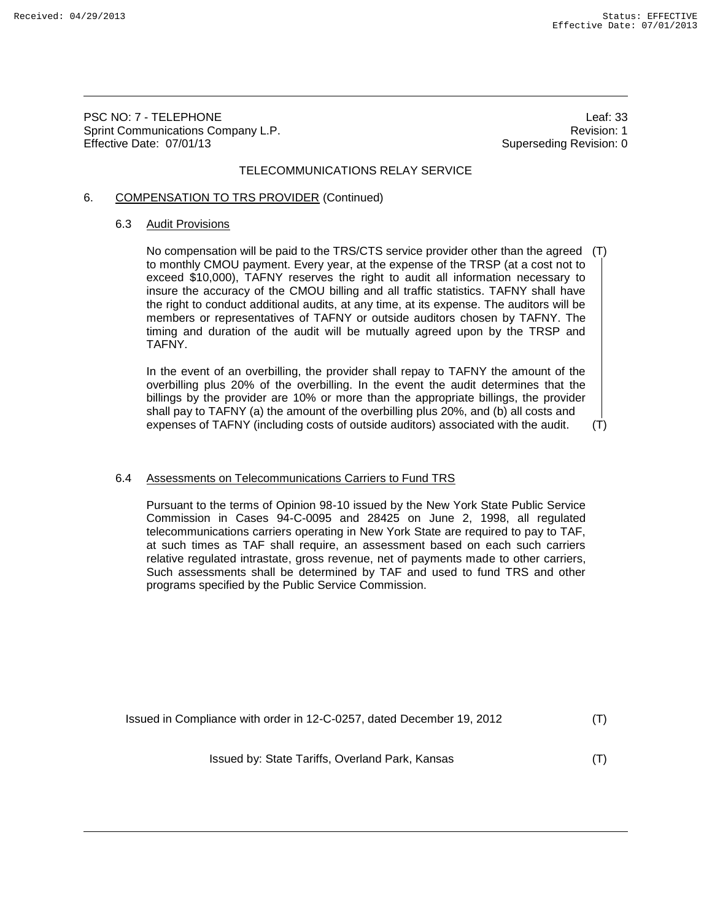PSC NO: 7 - TELEPHONE | Leaf: 33
Sprint Communications Company L.P. | Revision: 1
Effective Date: 07/01/13 | Superseding Revision: 0

TELECOMMUNICATIONS RELAY SERVICE

6. COMPENSATION TO TRS PROVIDER (Continued)

6.3 Audit Provisions

No compensation will be paid to the TRS/CTS service provider other than the agreed to monthly CMOU payment. Every year, at the expense of the TRSP (at a cost not to exceed $10,000), TAFNY reserves the right to audit all information necessary to insure the accuracy of the CMOU billing and all traffic statistics. TAFNY shall have the right to conduct additional audits, at any time, at its expense. The auditors will be members or representatives of TAFNY or outside auditors chosen by TAFNY. The timing and duration of the audit will be mutually agreed upon by the TRSP and TAFNY. (T)

In the event of an overbilling, the provider shall repay to TAFNY the amount of the overbilling plus 20% of the overbilling. In the event the audit determines that the billings by the provider are 10% or more than the appropriate billings, the provider shall pay to TAFNY (a) the amount of the overbilling plus 20%, and (b) all costs and expenses of TAFNY (including costs of outside auditors) associated with the audit. (T)

6.4 Assessments on Telecommunications Carriers to Fund TRS

Pursuant to the terms of Opinion 98-10 issued by the New York State Public Service Commission in Cases 94-C-0095 and 28425 on June 2, 1998, all regulated telecommunications carriers operating in New York State are required to pay to TAF, at such times as TAF shall require, an assessment based on each such carriers relative regulated intrastate, gross revenue, net of payments made to other carriers, Such assessments shall be determined by TAF and used to fund TRS and other programs specified by the Public Service Commission.

Issued in Compliance with order in 12-C-0257, dated December 19, 2012 (T)

Issued by: State Tariffs, Overland Park, Kansas (T)